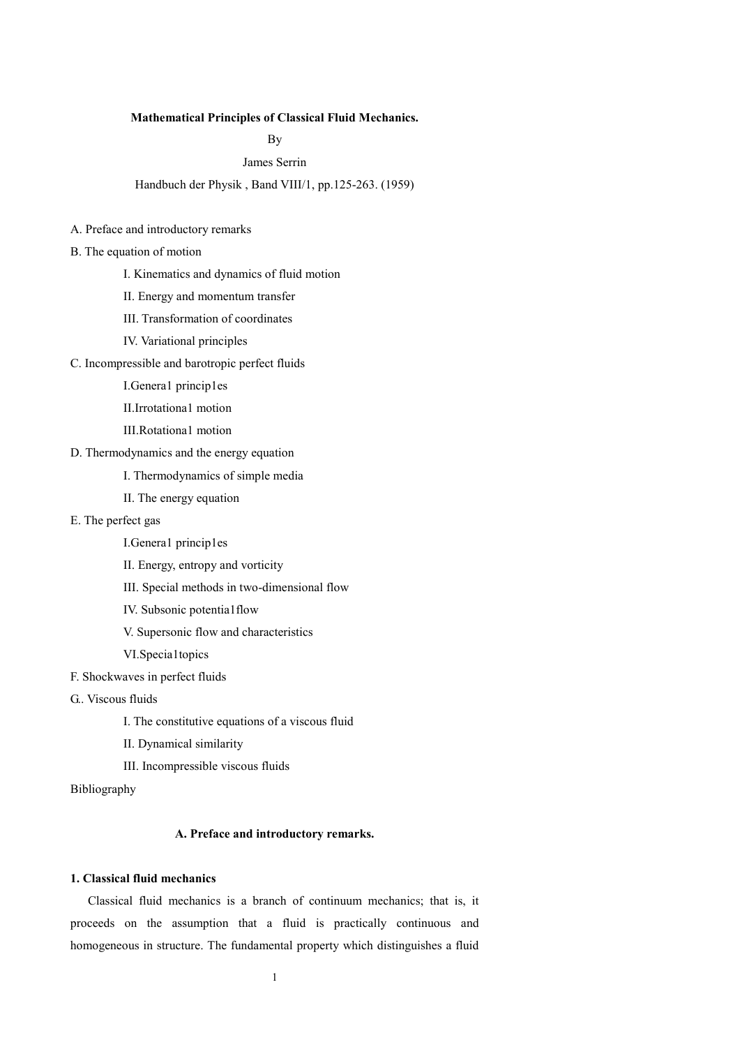**Mathematical Principles of Classical Fluid Mechanics.**

By

James Serrin

Handbuch der Physik , Band VIII/1, pp.125-263. (1959)

A. Preface and introductory remarks

B. The equation of motion

- I. Kinematics and dynamics of fluid motion
- II. Energy and momentum transfer
- III. Transformation of coordinates
- IV. Variational principles

C. Incompressible and barotropic perfect fluids

- I.Genera1 princip1es
- II.Irrotationa1 motion
- III.Rotationa1 motion

D. Thermodynamics and the energy equation

- I. Thermodynamics of simple media
- II. The energy equation

E. The perfect gas

- I.Genera1 princip1es
- II. Energy, entropy and vorticity
- III. Special methods in two-dimensional flow
- IV. Subsonic potentia1flow
- V. Supersonic flow and characteristics
- VI.Specia1topics

F. Shockwaves in perfect fluids

G.. Viscous fluids

- I. The constitutive equations of a viscous fluid
- II. Dynamical similarity
- III. Incompressible viscous fluids

Bibliography

## A. Preface and introductory remarks.

### 1. Classical fluid mechanics

Classical fluid mechanics is a branch of continuum mechanics; that is, it proceeds on the assumption that a fluid is practically continuous and homogeneous in structure. The fundamental property which distinguishes a fluid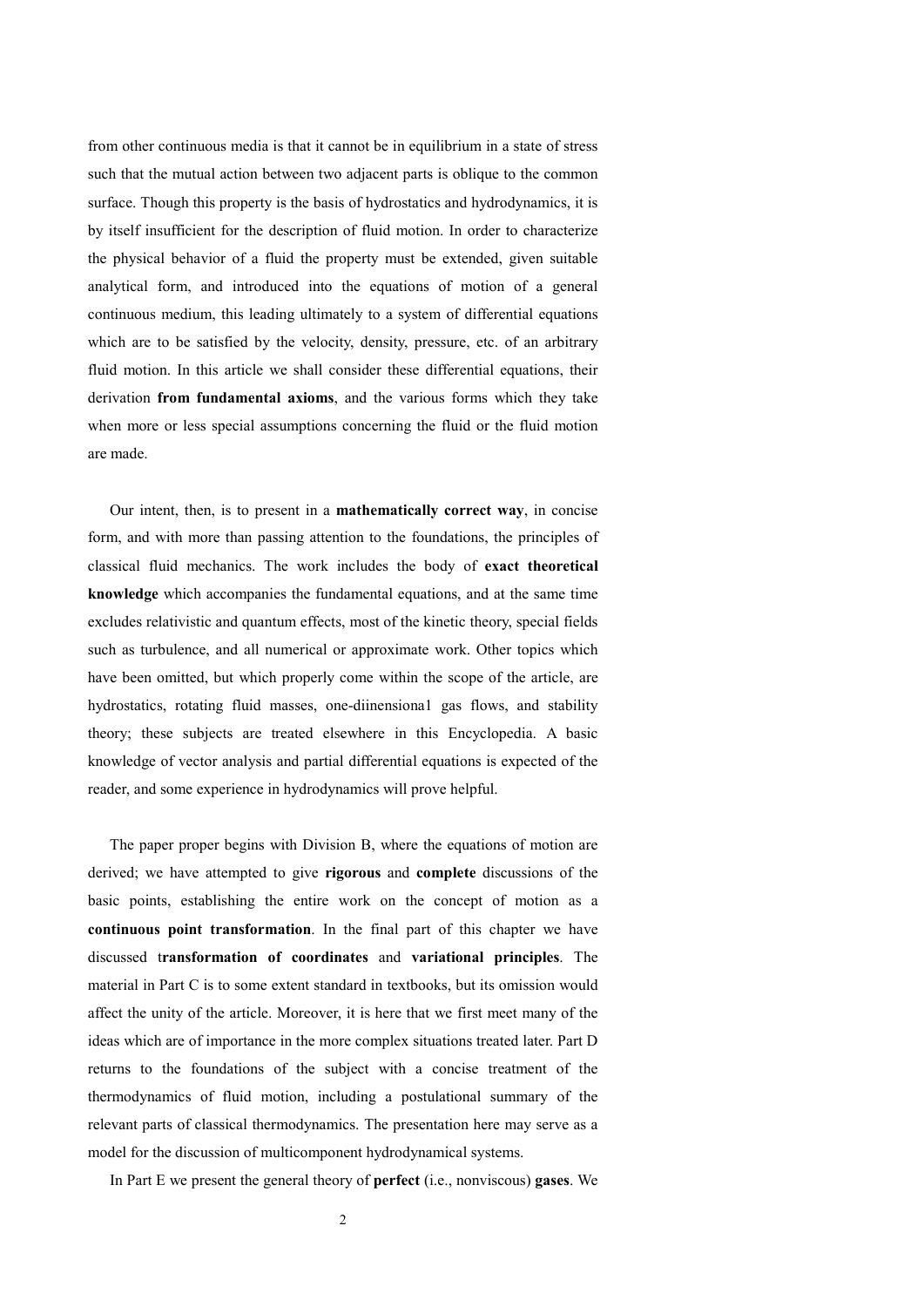from other continuous media is that it cannot be in equilibrium in a state of stress such that the mutual action between two adjacent parts is oblique to the common surface. Though this property is the basis of hydrostatics and hydrodynamics, it is by itself insufficient for the description of fluid motion. In order to characterize the physical behavior of a fluid the property must be extended, given suitable analytical form, and introduced into the equations of motion of a general continuous medium, this leading ultimately to a system of differential equations which are to be satisfied by the velocity, density, pressure, etc. of an arbitrary fluid motion. In this article we shall consider these differential equations, their derivation **from fundamental axioms**, and the various forms which they take when more or less special assumptions concerning the fluid or the fluid motion are made.

Our intent, then, is to present in a **mathematically correct way**, in concise form, and with more than passing attention to the foundations, the principles of classical fluid mechanics. The work includes the body of **exact theoretical knowledge** which accompanies the fundamental equations, and at the same time excludes relativistic and quantum effects, most of the kinetic theory, special fields such as turbulence, and all numerical or approximate work. Other topics which have been omitted, but which properly come within the scope of the article, are hydrostatics, rotating fluid masses, one-diinensiona1 gas flows, and stability theory; these subjects are treated elsewhere in this Encyclopedia. A basic knowledge of vector analysis and partial differential equations is expected of the reader, and some experience in hydrodynamics will prove helpful.

The paper proper begins with Division B, where the equations of motion are derived; we have attempted to give **rigorous** and **complete** discussions of the basic points, establishing the entire work on the concept of motion as a **continuous point transformation**. In the final part of this chapter we have discussed t**ransformation of coordinates** and **variational principles**. The material in Part C is to some extent standard in textbooks, but its omission would affect the unity of the article. Moreover, it is here that we first meet many of the ideas which are of importance in the more complex situations treated later. Part D returns to the foundations of the subject with a concise treatment of the thermodynamics of fluid motion, including a postulational summary of the relevant parts of classical thermodynamics. The presentation here may serve as a model for the discussion of multicomponent hydrodynamical systems.

In Part E we present the general theory of **perfect** (i.e., nonviscous) **gases**. We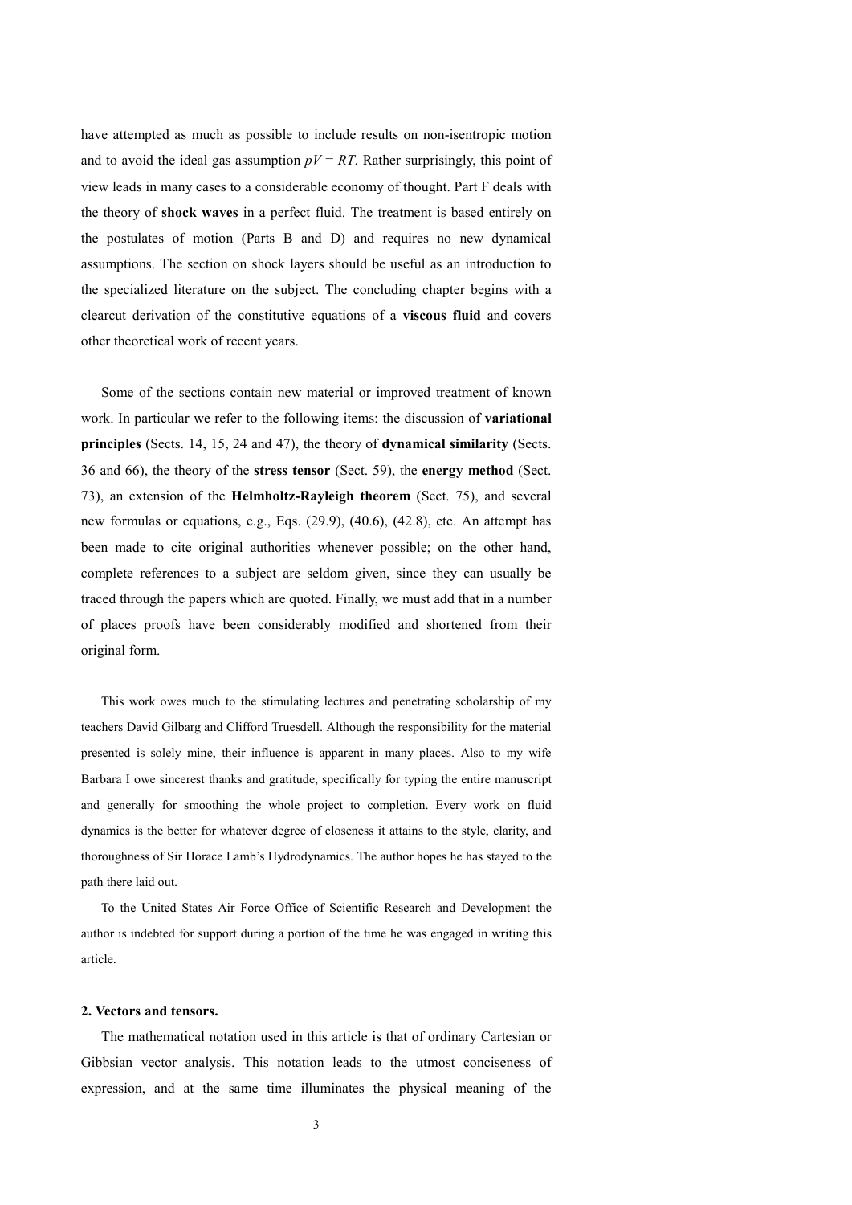have attempted as much as possible to include results on non-isentropic motion and to avoid the ideal gas assumption $pV = RT$. Rather surprisingly, this point of view leads in many cases to a considerable economy of thought. Part F deals with the theory of **shock waves** in a perfect fluid. The treatment is based entirely on the postulates of motion (Parts B and D) and requires no new dynamical assumptions. The section on shock layers should be useful as an introduction to the specialized literature on the subject. The concluding chapter begins with a clearcut derivation of the constitutive equations of a **viscous fluid** and covers other theoretical work of recent years.

Some of the sections contain new material or improved treatment of known work. In particular we refer to the following items: the discussion of **variational principles** (Sects. 14, 15, 24 and 47), the theory of **dynamical similarity** (Sects. 36 and 66), the theory of the **stress tensor** (Sect. 59), the **energy method** (Sect. 73), an extension of the **Helmholtz-Rayleigh theorem** (Sect. 75), and several new formulas or equations, e.g., Eqs. (29.9), (40.6), (42.8), etc. An attempt has been made to cite original authorities whenever possible; on the other hand, complete references to a subject are seldom given, since they can usually be traced through the papers which are quoted. Finally, we must add that in a number of places proofs have been considerably modified and shortened from their original form.

This work owes much to the stimulating lectures and penetrating scholarship of my teachers David Gilbarg and Clifford Truesdell. Although the responsibility for the material presented is solely mine, their influence is apparent in many places. Also to my wife Barbara I owe sincerest thanks and gratitude, specifically for typing the entire manuscript and generally for smoothing the whole project to completion. Every work on fluid dynamics is the better for whatever degree of closeness it attains to the style, clarity, and thoroughness of Sir Horace Lamb's Hydrodynamics. The author hopes he has stayed to the path there laid out.

To the United States Air Force Office of Scientific Research and Development the author is indebted for support during a portion of the time he was engaged in writing this article.

### 2. Vectors and tensors.

The mathematical notation used in this article is that of ordinary Cartesian or Gibbsian vector analysis. This notation leads to the utmost conciseness of expression, and at the same time illuminates the physical meaning of the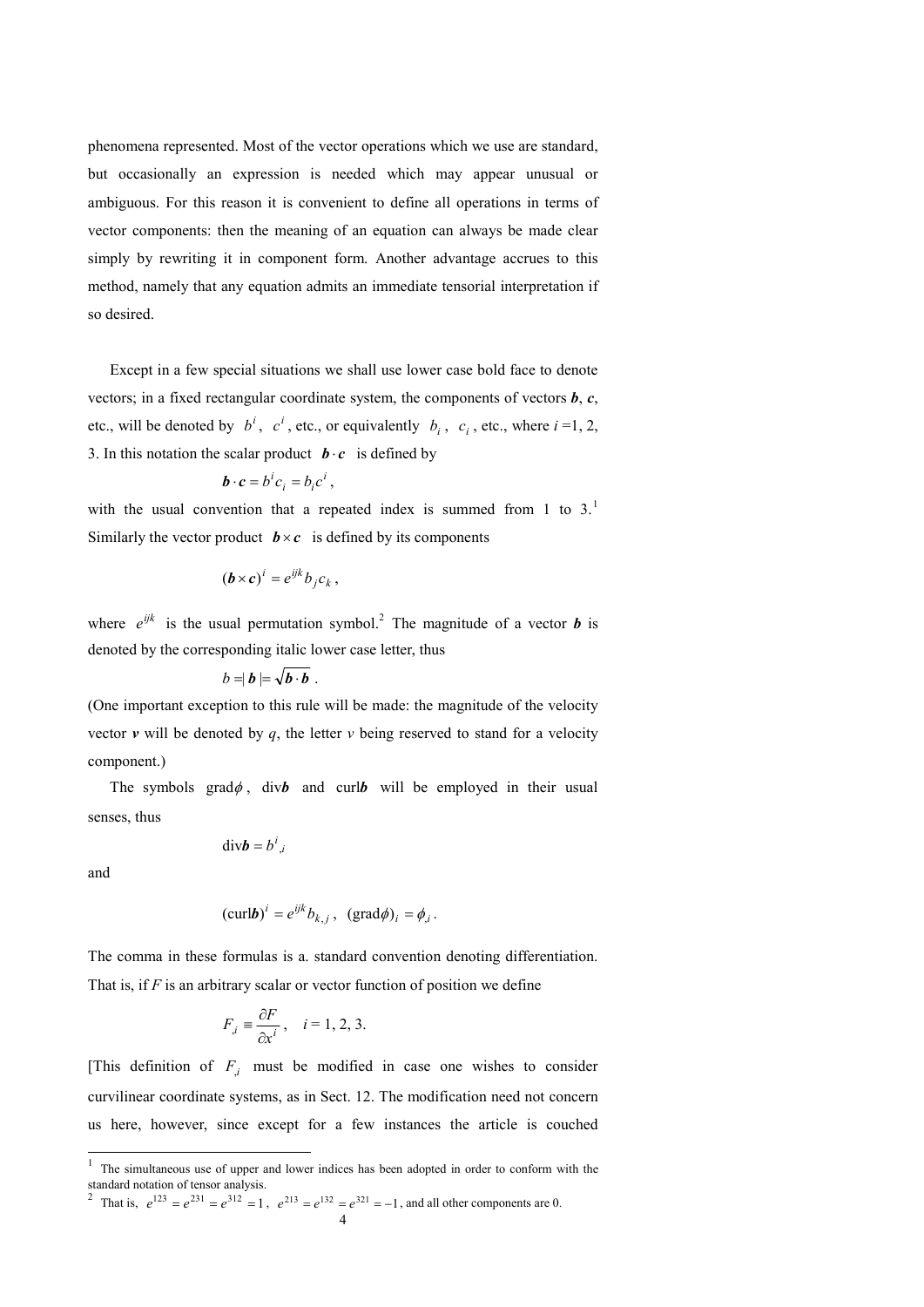phenomena represented. Most of the vector operations which we use are standard, but occasionally an expression is needed which may appear unusual or ambiguous. For this reason it is convenient to define all operations in terms of vector components: then the meaning of an equation can always be made clear simply by rewriting it in component form. Another advantage accrues to this method, namely that any equation admits an immediate tensorial interpretation if so desired.

Except in a few special situations we shall use lower case bold face to denote vectors; in a fixed rectangular coordinate system, the components of vectors $\boldsymbol{b}$, $\boldsymbol{c}$, etc., will be denoted by $b^i$, $c^i$, etc., or equivalently $b_i$, $c_i$, etc., where $i$ =1, 2, 3. In this notation the scalar product $\boldsymbol{b}\cdot\boldsymbol{c}$ is defined by

$$\boldsymbol{b}\cdot\boldsymbol{c} = b^i c_i = b_i c^i ,$$

with the usual convention that a repeated index is summed from 1 to 3.[1] Similarly the vector product $\boldsymbol{b}\times\boldsymbol{c}$ is defined by its components

$$(\boldsymbol{b}\times\boldsymbol{c})^i = e^{ijk} b_j c_k ,$$

where $e^{ijk}$ is the usual permutation symbol.[2] The magnitude of a vector $\boldsymbol{b}$ is denoted by the corresponding italic lower case letter, thus

$$b = |\,\boldsymbol{b}\,| = \sqrt{\boldsymbol{b}\cdot\boldsymbol{b}} \; .$$

(One important exception to this rule will be made: the magnitude of the velocity vector $\boldsymbol{v}$ will be denoted by $q$, the letter $v$ being reserved to stand for a velocity component.)

The symbols $\mathrm{grad}\phi$, $\mathrm{div}\boldsymbol{b}$ and $\mathrm{curl}\boldsymbol{b}$ will be employed in their usual senses, thus

$$\mathrm{div}\boldsymbol{b} = b^i{}_{,i}$$

and

$$(\mathrm{curl}\boldsymbol{b})^i = e^{ijk} b_{k,j} , \quad (\mathrm{grad}\phi)_i = \phi_{,i} \, .$$

The comma in these formulas is a. standard convention denoting differentiation. That is, if $F$ is an arbitrary scalar or vector function of position we define

$$F_{,i} \equiv \frac{\partial F}{\partial x^i} , \quad i = 1, 2, 3.$$

[This definition of $F_{,i}$ must be modified in case one wishes to consider curvilinear coordinate systems, as in Sect. 12. The modification need not concern us here, however, since except for a few instances the article is couched

---

[1] The simultaneous use of upper and lower indices has been adopted in order to conform with the standard notation of tensor analysis.

[2] That is, $e^{123} = e^{231} = e^{312} = 1$, $e^{213} = e^{132} = e^{321} = -1$, and all other components are 0.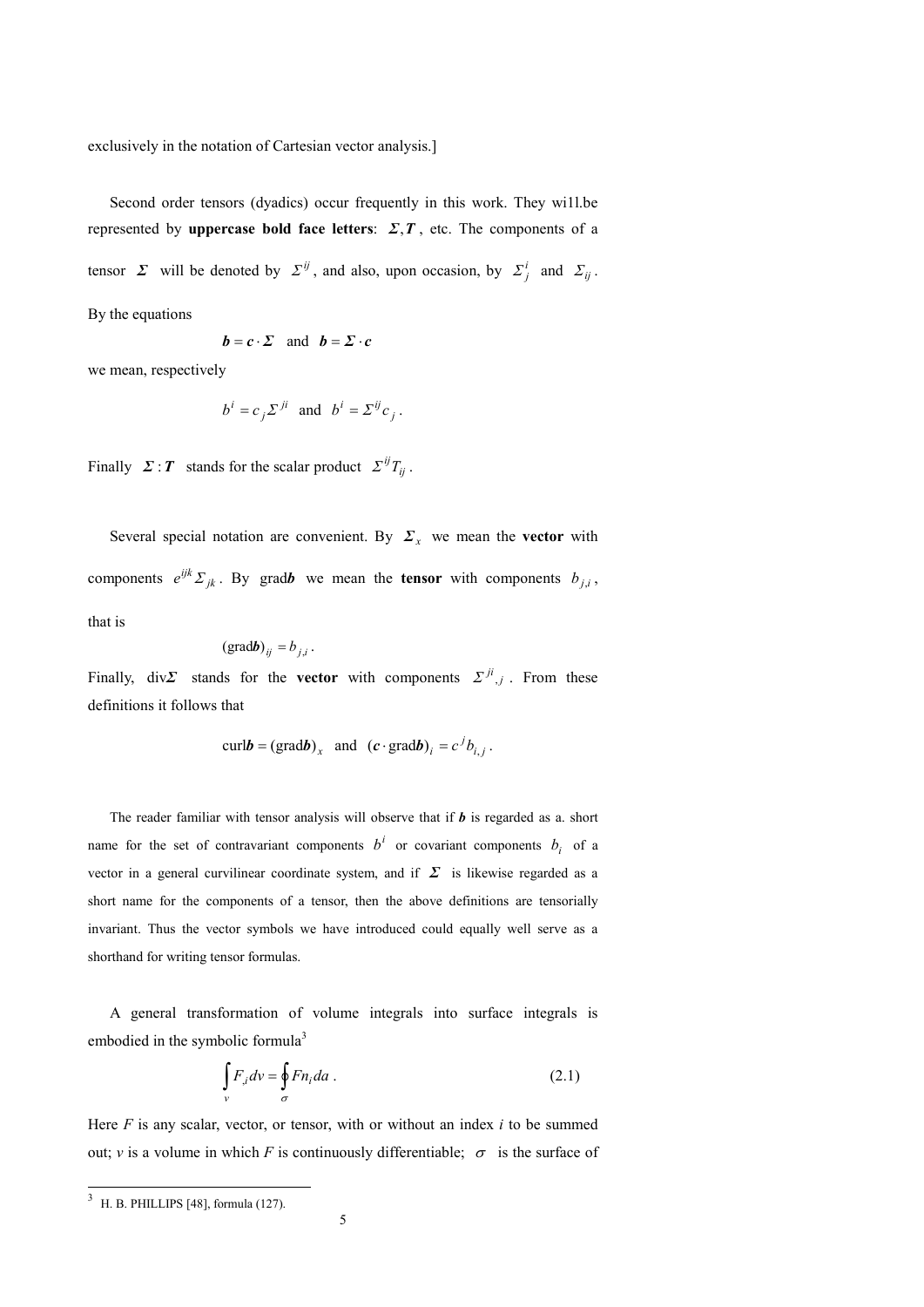exclusively in the notation of Cartesian vector analysis.]

Second order tensors (dyadics) occur frequently in this work. They wi1l.be represented by **uppercase bold face letters**: $\boldsymbol{\Sigma}, \boldsymbol{T}$, etc. The components of a tensor $\boldsymbol{\Sigma}$ will be denoted by $\Sigma^{ij}$, and also, upon occasion, by $\Sigma^i_j$ and $\Sigma_{ij}$. By the equations

$$\boldsymbol{b} = \boldsymbol{c} \cdot \boldsymbol{\Sigma} \quad \text{and} \quad \boldsymbol{b} = \boldsymbol{\Sigma} \cdot \boldsymbol{c}$$

we mean, respectively

$$b^i = c_j \Sigma^{ji} \quad \text{and} \quad b^i = \Sigma^{ij} c_j \,.$$

Finally $\boldsymbol{\Sigma} : \boldsymbol{T}$ stands for the scalar product $\Sigma^{ij} T_{ij}$.

Several special notation are convenient. By $\boldsymbol{\Sigma}_x$ we mean the **vector** with components $e^{ijk} \Sigma_{jk}$. By $\mathrm{grad}\boldsymbol{b}$ we mean the **tensor** with components $b_{j,i}$, that is

$$(\mathrm{grad}\boldsymbol{b})_{ij} = b_{j,i} \,.$$

Finally, $\mathrm{div}\boldsymbol{\Sigma}$ stands for the **vector** with components $\Sigma^{ji}{}_{,j}$. From these definitions it follows that

$$\mathrm{curl}\boldsymbol{b} = (\mathrm{grad}\boldsymbol{b})_x \quad \text{and} \quad (\boldsymbol{c} \cdot \mathrm{grad}\boldsymbol{b})_i = c^j b_{i,j} \,.$$

The reader familiar with tensor analysis will observe that if $\boldsymbol{b}$ is regarded as a. short name for the set of contravariant components $b^i$ or covariant components $b_i$ of a vector in a general curvilinear coordinate system, and if $\boldsymbol{\Sigma}$ is likewise regarded as a short name for the components of a tensor, then the above definitions are tensorially invariant. Thus the vector symbols we have introduced could equally well serve as a shorthand for writing tensor formulas.

A general transformation of volume integrals into surface integrals is embodied in the symbolic formula[3]

$$\int_v F_{,i} dv = \oint_\sigma F n_i da \,. \tag{2.1}$$

Here $F$ is any scalar, vector, or tensor, with or without an index $i$ to be summed out; $v$ is a volume in which $F$ is continuously differentiable; $\sigma$ is the surface of

[3] H. B. PHILLIPS [48], formula (127).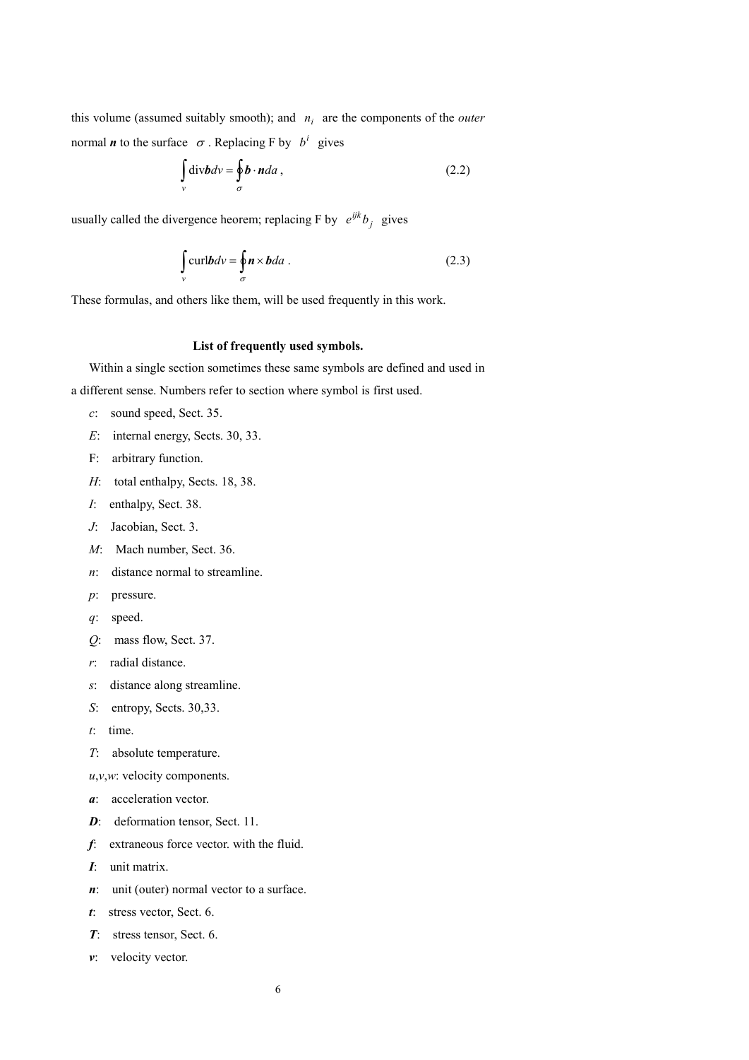this volume (assumed suitably smooth); and $n_i$ are the components of the *outer* normal $\boldsymbol{n}$ to the surface $\sigma$. Replacing F by $b^i$ gives

$$\int_v \operatorname{div}\boldsymbol{b}dv = \oint_\sigma \boldsymbol{b}\cdot\boldsymbol{n}da\,, \tag{2.2}$$

usually called the divergence heorem; replacing F by $e^{ijk}b_j$ gives

$$\int_v \operatorname{curl}\boldsymbol{b}dv = \oint_\sigma \boldsymbol{n}\times\boldsymbol{b}da\,. \tag{2.3}$$

These formulas, and others like them, will be used frequently in this work.

### List of frequently used symbols.

Within a single section sometimes these same symbols are defined and used in a different sense. Numbers refer to section where symbol is first used.

- $c$: sound speed, Sect. 35.
- $E$: internal energy, Sects. 30, 33.
- F: arbitrary function.
- $H$: total enthalpy, Sects. 18, 38.
- $I$: enthalpy, Sect. 38.
- $J$: Jacobian, Sect. 3.
- $M$: Mach number, Sect. 36.
- $n$: distance normal to streamline.
- $p$: pressure.
- $q$: speed.
- $Q$: mass flow, Sect. 37.
- $r$: radial distance.
- $s$: distance along streamline.
- $S$: entropy, Sects. 30,33.
- $t$: time.
- $T$: absolute temperature.
- $u$,$v$,$w$: velocity components.
- $\boldsymbol{a}$: acceleration vector.
- $\boldsymbol{D}$: deformation tensor, Sect. 11.
- $\boldsymbol{f}$: extraneous force vector. with the fluid.
- $\boldsymbol{I}$: unit matrix.
- $\boldsymbol{n}$: unit (outer) normal vector to a surface.
- $\boldsymbol{t}$: stress vector, Sect. 6.
- $\boldsymbol{T}$: stress tensor, Sect. 6.
- $\boldsymbol{v}$: velocity vector.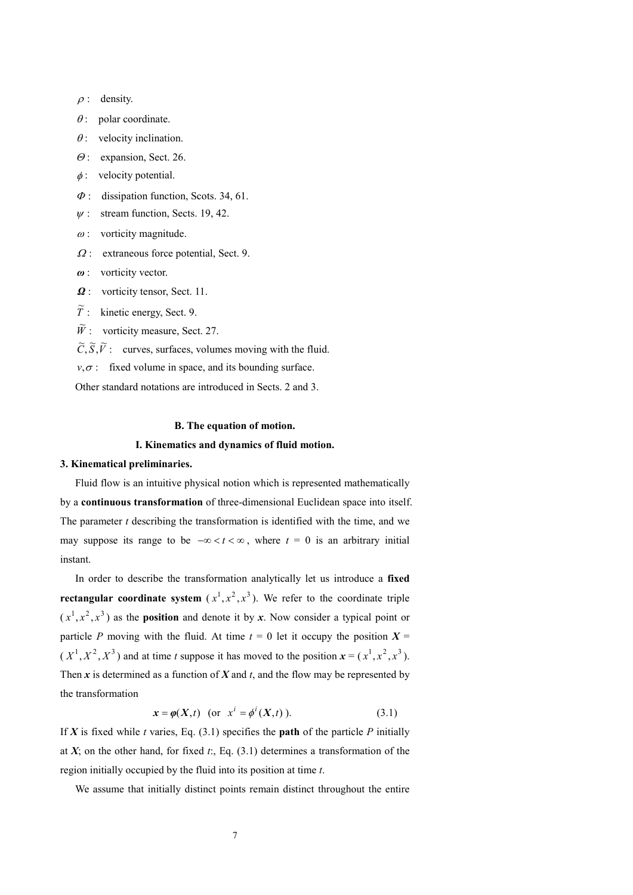$\rho$ : density.

$\theta$ : polar coordinate.

$\theta$ : velocity inclination.

$\Theta$ : expansion, Sect. 26.

$\phi$ : velocity potential.

$\Phi$ : dissipation function, Scots. 34, 61.

$\psi$ : stream function, Sects. 19, 42.

$\omega$ : vorticity magnitude.

$\Omega$ : extraneous force potential, Sect. 9.

$\boldsymbol{\omega}$ : vorticity vector.

$\boldsymbol{\Omega}$ : vorticity tensor, Sect. 11.

$\widetilde{T}$ : kinetic energy, Sect. 9.

$\widetilde{W}$ : vorticity measure, Sect. 27.

$\widetilde{C}, \widetilde{S}, \widetilde{V}$ : curves, surfaces, volumes moving with the fluid.

$v, \sigma$ : fixed volume in space, and its bounding surface.

Other standard notations are introduced in Sects. 2 and 3.

## B. The equation of motion.

### I. Kinematics and dynamics of fluid motion.

### 3. Kinematical preliminaries.

Fluid flow is an intuitive physical notion which is represented mathematically by a **continuous transformation** of three-dimensional Euclidean space into itself. The parameter $t$ describing the transformation is identified with the time, and we may suppose its range to be $-\infty < t < \infty$, where $t$ = 0 is an arbitrary initial instant.

In order to describe the transformation analytically let us introduce a **fixed rectangular coordinate system** ($x^1, x^2, x^3$). We refer to the coordinate triple ($x^1, x^2, x^3$) as the **position** and denote it by $\boldsymbol{x}$. Now consider a typical point or particle $P$ moving with the fluid. At time $t$ = 0 let it occupy the position $\boldsymbol{X}$ = ($X^1, X^2, X^3$) and at time $t$ suppose it has moved to the position $\boldsymbol{x}$ = ($x^1, x^2, x^3$). Then $\boldsymbol{x}$ is determined as a function of $\boldsymbol{X}$ and $t$, and the flow may be represented by the transformation

$$\boldsymbol{x} = \boldsymbol{\varphi}(\boldsymbol{X}, t) \quad (\text{or} \quad x^i = \phi^i(\boldsymbol{X}, t)\ ). \tag{3.1}$$

If $\boldsymbol{X}$ is fixed while $t$ varies, Eq. (3.1) specifies the **path** of the particle $P$ initially at $\boldsymbol{X}$; on the other hand, for fixed $t$:, Eq. (3.1) determines a transformation of the region initially occupied by the fluid into its position at time $t$.

We assume that initially distinct points remain distinct throughout the entire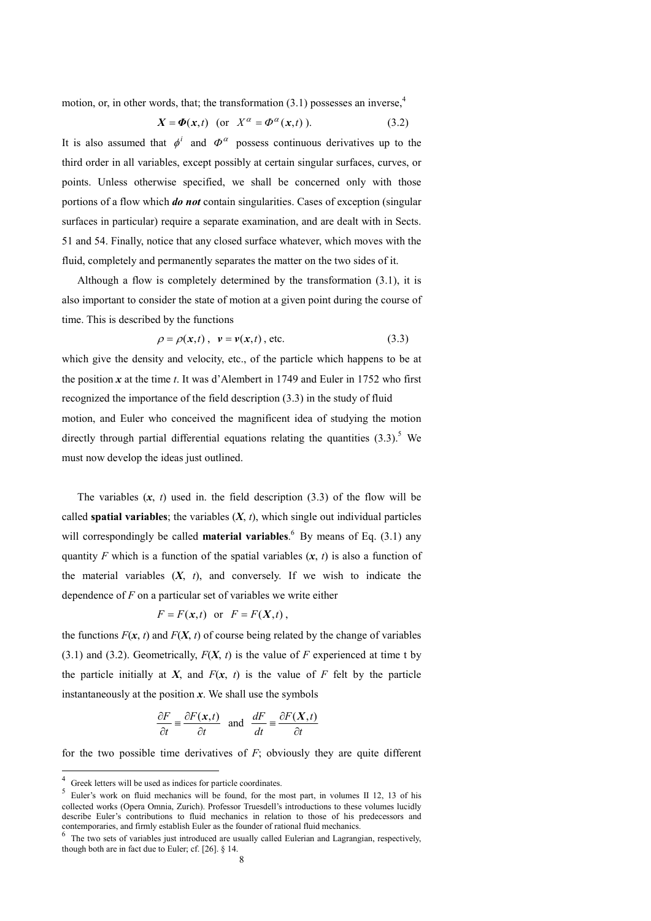motion, or, in other words, that; the transformation (3.1) possesses an inverse,[4]

$$\boldsymbol{X} = \boldsymbol{\Phi}(\boldsymbol{x}, t) \quad (\text{or} \quad X^{\alpha} = \Phi^{\alpha}(\boldsymbol{x}, t)\ ). \tag{3.2}$$

It is also assumed that $\phi^i$ and $\Phi^{\alpha}$ possess continuous derivatives up to the third order in all variables, except possibly at certain singular surfaces, curves, or points. Unless otherwise specified, we shall be concerned only with those portions of a flow which ***do not*** contain singularities. Cases of exception (singular surfaces in particular) require a separate examination, and are dealt with in Sects. 51 and 54. Finally, notice that any closed surface whatever, which moves with the fluid, completely and permanently separates the matter on the two sides of it.

Although a flow is completely determined by the transformation (3.1), it is also important to consider the state of motion at a given point during the course of time. This is described by the functions

$$\rho = \rho(\boldsymbol{x}, t)\,, \quad \boldsymbol{v} = \boldsymbol{v}(\boldsymbol{x}, t)\,, \text{ etc.} \tag{3.3}$$

which give the density and velocity, etc., of the particle which happens to be at the position $\boldsymbol{x}$ at the time $t$. It was d'Alembert in 1749 and Euler in 1752 who first recognized the importance of the field description (3.3) in the study of fluid motion, and Euler who conceived the magnificent idea of studying the motion directly through partial differential equations relating the quantities (3.3).[5] We must now develop the ideas just outlined.

The variables ($\boldsymbol{x}$, $t$) used in. the field description (3.3) of the flow will be called **spatial variables**; the variables ($\boldsymbol{X}$, $t$), which single out individual particles will correspondingly be called **material variables**.[6] By means of Eq. (3.1) any quantity $F$ which is a function of the spatial variables ($\boldsymbol{x}$, $t$) is also a function of the material variables ($\boldsymbol{X}$, $t$), and conversely. If we wish to indicate the dependence of $F$ on a particular set of variables we write either

$$F = F(\boldsymbol{x}, t) \quad \text{or} \quad F = F(\boldsymbol{X}, t)\,,$$

the functions $F(\boldsymbol{x}, t)$ and $F(\boldsymbol{X}, t)$ of course being related by the change of variables (3.1) and (3.2). Geometrically, $F(\boldsymbol{X}, t)$ is the value of $F$ experienced at time t by the particle initially at $\boldsymbol{X}$, and $F(\boldsymbol{x}, t)$ is the value of $F$ felt by the particle instantaneously at the position $\boldsymbol{x}$. We shall use the symbols

$$\frac{\partial F}{\partial t} \equiv \frac{\partial F(\boldsymbol{x}, t)}{\partial t} \quad \text{and} \quad \frac{dF}{dt} \equiv \frac{\partial F(\boldsymbol{X}, t)}{\partial t}$$

for the two possible time derivatives of $F$; obviously they are quite different

---

[4] Greek letters will be used as indices for particle coordinates.

[5] Euler's work on fluid mechanics will be found, for the most part, in volumes II 12, 13 of his collected works (Opera Omnia, Zurich). Professor Truesdell's introductions to these volumes lucidly describe Euler's contributions to fluid mechanics in relation to those of his predecessors and contemporaries, and firmly establish Euler as the founder of rational fluid mechanics.

[6] The two sets of variables just introduced are usually called Eulerian and Lagrangian, respectively, though both are in fact due to Euler; cf. [26]. § 14.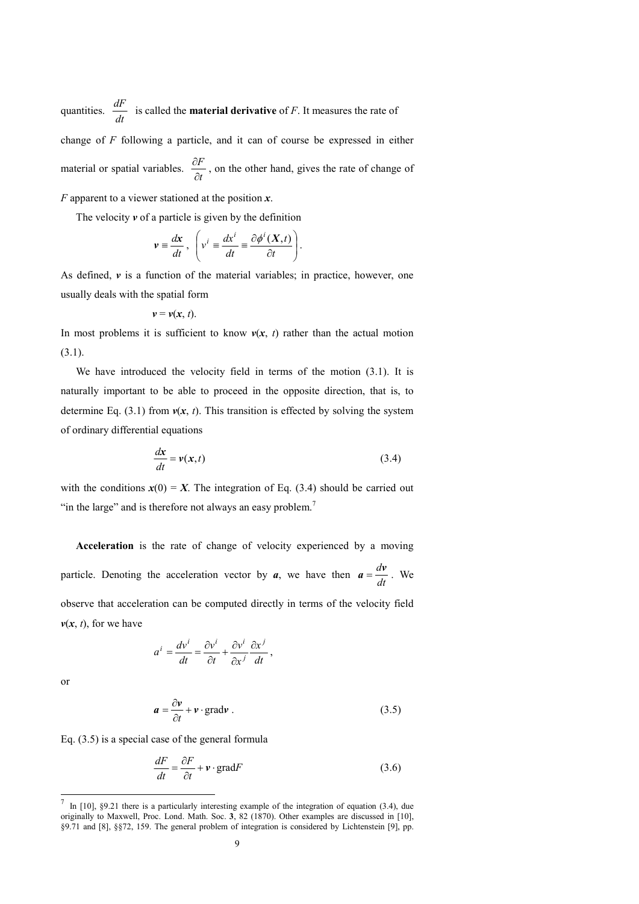quantities. $\frac{dF}{dt}$ is called the **material derivative** of $F$. It measures the rate of change of $F$ following a particle, and it can of course be expressed in either material or spatial variables. $\frac{\partial F}{\partial t}$, on the other hand, gives the rate of change of $F$ apparent to a viewer stationed at the position $\boldsymbol{x}$.

The velocity $\boldsymbol{v}$ of a particle is given by the definition

$$\boldsymbol{v} \equiv \frac{d\boldsymbol{x}}{dt}, \quad \left( v^i \equiv \frac{dx^i}{dt} \equiv \frac{\partial \phi^i(\boldsymbol{X}, t)}{\partial t} \right).$$

As defined, $\boldsymbol{v}$ is a function of the material variables; in practice, however, one usually deals with the spatial form

$$\boldsymbol{v} = \boldsymbol{v}(\boldsymbol{x}, t).$$

In most problems it is sufficient to know $\boldsymbol{v}(\boldsymbol{x}, t)$ rather than the actual motion (3.1).

We have introduced the velocity field in terms of the motion (3.1). It is naturally important to be able to proceed in the opposite direction, that is, to determine Eq. (3.1) from $\boldsymbol{v}(\boldsymbol{x}, t)$. This transition is effected by solving the system of ordinary differential equations

$$\frac{d\boldsymbol{x}}{dt} = \boldsymbol{v}(\boldsymbol{x}, t) \tag{3.4}$$

with the conditions $\boldsymbol{x}(0) = \boldsymbol{X}$. The integration of Eq. (3.4) should be carried out "in the large" and is therefore not always an easy problem.[7]

**Acceleration** is the rate of change of velocity experienced by a moving particle. Denoting the acceleration vector by $\boldsymbol{a}$, we have then $\boldsymbol{a} = \frac{d\boldsymbol{v}}{dt}$. We observe that acceleration can be computed directly in terms of the velocity field $\boldsymbol{v}(\boldsymbol{x}, t)$, for we have

$$a^i = \frac{dv^i}{dt} = \frac{\partial v^i}{\partial t} + \frac{\partial v^i}{\partial x^j}\frac{\partial x^j}{dt},$$

or

$$\boldsymbol{a} = \frac{\partial \boldsymbol{v}}{\partial t} + \boldsymbol{v} \cdot \text{grad}\boldsymbol{v}. \tag{3.5}$$

Eq. (3.5) is a special case of the general formula

$$\frac{dF}{dt} = \frac{\partial F}{\partial t} + \boldsymbol{v} \cdot \text{grad}F \tag{3.6}$$

[7] In [10], §9.21 there is a particularly interesting example of the integration of equation (3.4), due originally to Maxwell, Proc. Lond. Math. Soc. **3**, 82 (1870). Other examples are discussed in [10], §9.71 and [8], §§72, 159. The general problem of integration is considered by Lichtenstein [9], pp.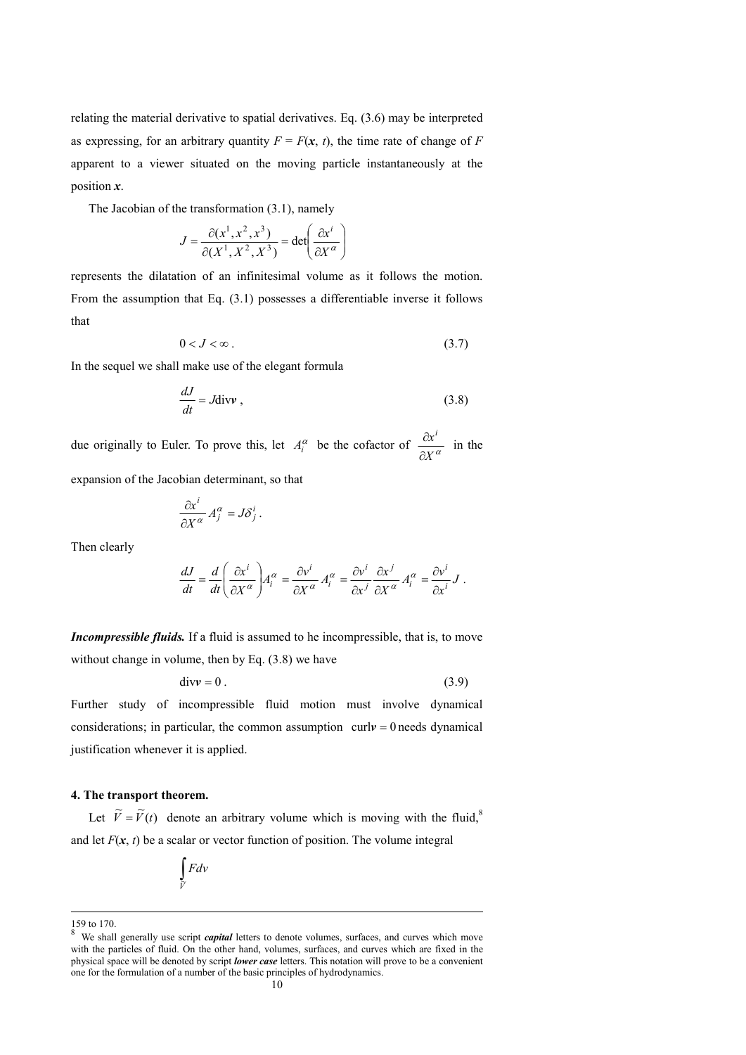relating the material derivative to spatial derivatives. Eq. (3.6) may be interpreted as expressing, for an arbitrary quantity $F = F(\boldsymbol{x}, t)$, the time rate of change of $F$ apparent to a viewer situated on the moving particle instantaneously at the position $\boldsymbol{x}$.

The Jacobian of the transformation (3.1), namely

$$J = \frac{\partial(x^1, x^2, x^3)}{\partial(X^1, X^2, X^3)} = \det\left(\frac{\partial x^i}{\partial X^\alpha}\right)$$

represents the dilatation of an infinitesimal volume as it follows the motion. From the assumption that Eq. (3.1) possesses a differentiable inverse it follows that

$$0 < J < \infty\,. \tag{3.7}$$

In the sequel we shall make use of the elegant formula

$$\frac{dJ}{dt} = J\operatorname{div}\boldsymbol{v}\,, \tag{3.8}$$

due originally to Euler. To prove this, let $A_i^\alpha$ be the cofactor of $\dfrac{\partial x^i}{\partial X^\alpha}$ in the expansion of the Jacobian determinant, so that

$$\frac{\partial x^i}{\partial X^\alpha} A_j^\alpha = J\delta_j^i\,.$$

Then clearly

$$\frac{dJ}{dt} = \frac{d}{dt}\left(\frac{\partial x^i}{\partial X^\alpha}\right) A_i^\alpha = \frac{\partial v^i}{\partial X^\alpha} A_i^\alpha = \frac{\partial v^i}{\partial x^j}\frac{\partial x^j}{\partial X^\alpha} A_i^\alpha = \frac{\partial v^i}{\partial x^i} J\,.$$

***Incompressible fluids.*** If a fluid is assumed to he incompressible, that is, to move without change in volume, then by Eq. (3.8) we have

$$\operatorname{div}\boldsymbol{v} = 0\,. \tag{3.9}$$

Further study of incompressible fluid motion must involve dynamical considerations; in particular, the common assumption $\operatorname{curl}\boldsymbol{v} = 0$ needs dynamical justification whenever it is applied.

## 4. The transport theorem.

Let $\widetilde{V} = \widetilde{V}(t)$ denote an arbitrary volume which is moving with the fluid,[8] and let $F(\boldsymbol{x}, t)$ be a scalar or vector function of position. The volume integral

$$\int_{\widetilde{V}} F dv$$

---

159 to 170.

[8] We shall generally use script ***capital*** letters to denote volumes, surfaces, and curves which move with the particles of fluid. On the other hand, volumes, surfaces, and curves which are fixed in the physical space will be denoted by script ***lower case*** letters. This notation will prove to be a convenient one for the formulation of a number of the basic principles of hydrodynamics.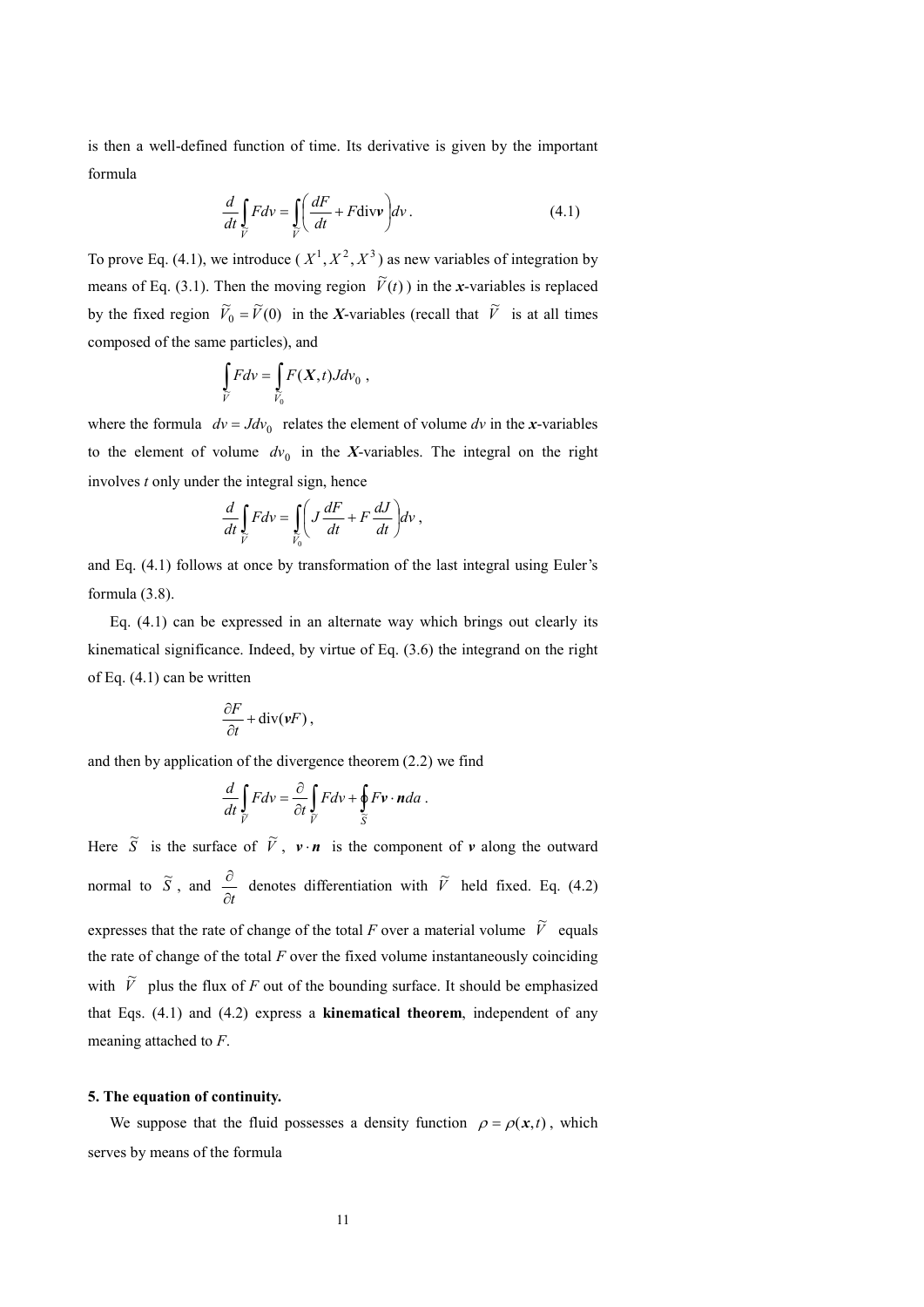is then a well-defined function of time. Its derivative is given by the important formula

$$\frac{d}{dt}\int_{\tilde{V}} F dv = \int_{\tilde{V}} \left( \frac{dF}{dt} + F \operatorname{div} \boldsymbol{v} \right) dv . \tag{4.1}$$

To prove Eq. (4.1), we introduce ( $X^1, X^2, X^3$ ) as new variables of integration by means of Eq. (3.1). Then the moving region $\tilde{V}(t)$ ) in the $\boldsymbol{x}$-variables is replaced by the fixed region $\tilde{V}_0 = \tilde{V}(0)$ in the $\boldsymbol{X}$-variables (recall that $\tilde{V}$ is at all times composed of the same particles), and

$$\int_{\tilde{V}} F dv = \int_{\tilde{V}_0} F(\boldsymbol{X}, t) J dv_0 \ ,$$

where the formula $dv = J dv_0$ relates the element of volume $dv$ in the $\boldsymbol{x}$-variables to the element of volume $dv_0$ in the $\boldsymbol{X}$-variables. The integral on the right involves $t$ only under the integral sign, hence

$$\frac{d}{dt}\int_{\tilde{V}} F dv = \int_{\tilde{V}_0} \left( J \frac{dF}{dt} + F \frac{dJ}{dt} \right) dv ,$$

and Eq. (4.1) follows at once by transformation of the last integral using Euler's formula (3.8).

Eq. (4.1) can be expressed in an alternate way which brings out clearly its kinematical significance. Indeed, by virtue of Eq. (3.6) the integrand on the right of Eq. (4.1) can be written

$$\frac{\partial F}{\partial t} + \operatorname{div}(\boldsymbol{v} F) ,$$

and then by application of the divergence theorem (2.2) we find

$$\frac{d}{dt}\int_{\tilde{V}} F dv = \frac{\partial}{\partial t}\int_{\tilde{V}} F dv + \oint_{\tilde{S}} F \boldsymbol{v} \cdot \boldsymbol{n} da .$$

Here $\tilde{S}$ is the surface of $\tilde{V}$, $\boldsymbol{v} \cdot \boldsymbol{n}$ is the component of $\boldsymbol{v}$ along the outward normal to $\tilde{S}$, and $\frac{\partial}{\partial t}$ denotes differentiation with $\tilde{V}$ held fixed. Eq. (4.2) expresses that the rate of change of the total $F$ over a material volume $\tilde{V}$ equals the rate of change of the total $F$ over the fixed volume instantaneously coinciding with $\tilde{V}$ plus the flux of $F$ out of the bounding surface. It should be emphasized that Eqs. (4.1) and (4.2) express a **kinematical theorem**, independent of any meaning attached to $F$.

### 5. The equation of continuity.

We suppose that the fluid possesses a density function $\rho = \rho(\boldsymbol{x}, t)$, which serves by means of the formula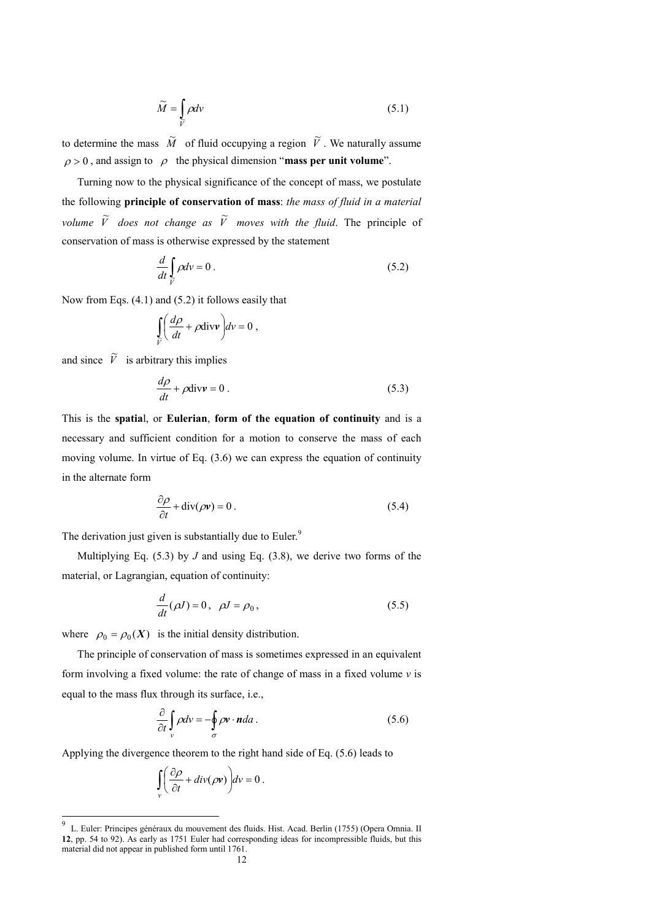$$\widetilde{M} = \int_{\widetilde{V}} \rho dv \tag{5.1}$$

to determine the mass $\widetilde{M}$ of fluid occupying a region $\widetilde{V}$. We naturally assume $\rho > 0$, and assign to $\rho$ the physical dimension "**mass per unit volume**".

Turning now to the physical significance of the concept of mass, we postulate the following **principle of conservation of mass**: *the mass of fluid in a material volume* $\widetilde{V}$ *does not change as* $\widetilde{V}$ *moves with the fluid*. The principle of conservation of mass is otherwise expressed by the statement

$$\frac{d}{dt}\int_{\widetilde{V}} \rho dv = 0\,. \tag{5.2}$$

Now from Eqs. (4.1) and (5.2) it follows easily that

$$\int_{\widetilde{V}} \left( \frac{d\rho}{dt} + \rho \operatorname{div} \boldsymbol{v} \right) dv = 0\,,$$

and since $\widetilde{V}$ is arbitrary this implies

$$\frac{d\rho}{dt} + \rho \operatorname{div} \boldsymbol{v} = 0\,. \tag{5.3}$$

This is the **spatia**l, or **Eulerian**, **form of the equation of continuity** and is a necessary and sufficient condition for a motion to conserve the mass of each moving volume. In virtue of Eq. (3.6) we can express the equation of continuity in the alternate form

$$\frac{\partial \rho}{\partial t} + \operatorname{div}(\rho \boldsymbol{v}) = 0\,. \tag{5.4}$$

The derivation just given is substantially due to Euler.[9]

Multiplying Eq. (5.3) by $J$ and using Eq. (3.8), we derive two forms of the material, or Lagrangian, equation of continuity:

$$\frac{d}{dt}(\rho J) = 0\,, \quad \rho J = \rho_0\,, \tag{5.5}$$

where $\rho_0 = \rho_0(\boldsymbol{X})$ is the initial density distribution.

The principle of conservation of mass is sometimes expressed in an equivalent form involving a fixed volume: the rate of change of mass in a fixed volume $v$ is equal to the mass flux through its surface, i.e.,

$$\frac{\partial}{\partial t}\int_{v} \rho dv = -\oint_{\sigma} \rho \boldsymbol{v} \cdot \boldsymbol{n} da\,. \tag{5.6}$$

Applying the divergence theorem to the right hand side of Eq. (5.6) leads to

$$\int_{v} \left( \frac{\partial \rho}{\partial t} + div(\rho \boldsymbol{v}) \right) dv = 0\,.$$

---

[9] L. Euler: Principes généraux du mouvement des fluids. Hist. Acad. Berlin (1755) (Opera Omnia. II **12**, pp. 54 to 92). As early as 1751 Euler had corresponding ideas for incompressible fluids, but this material did not appear in published form until 1761.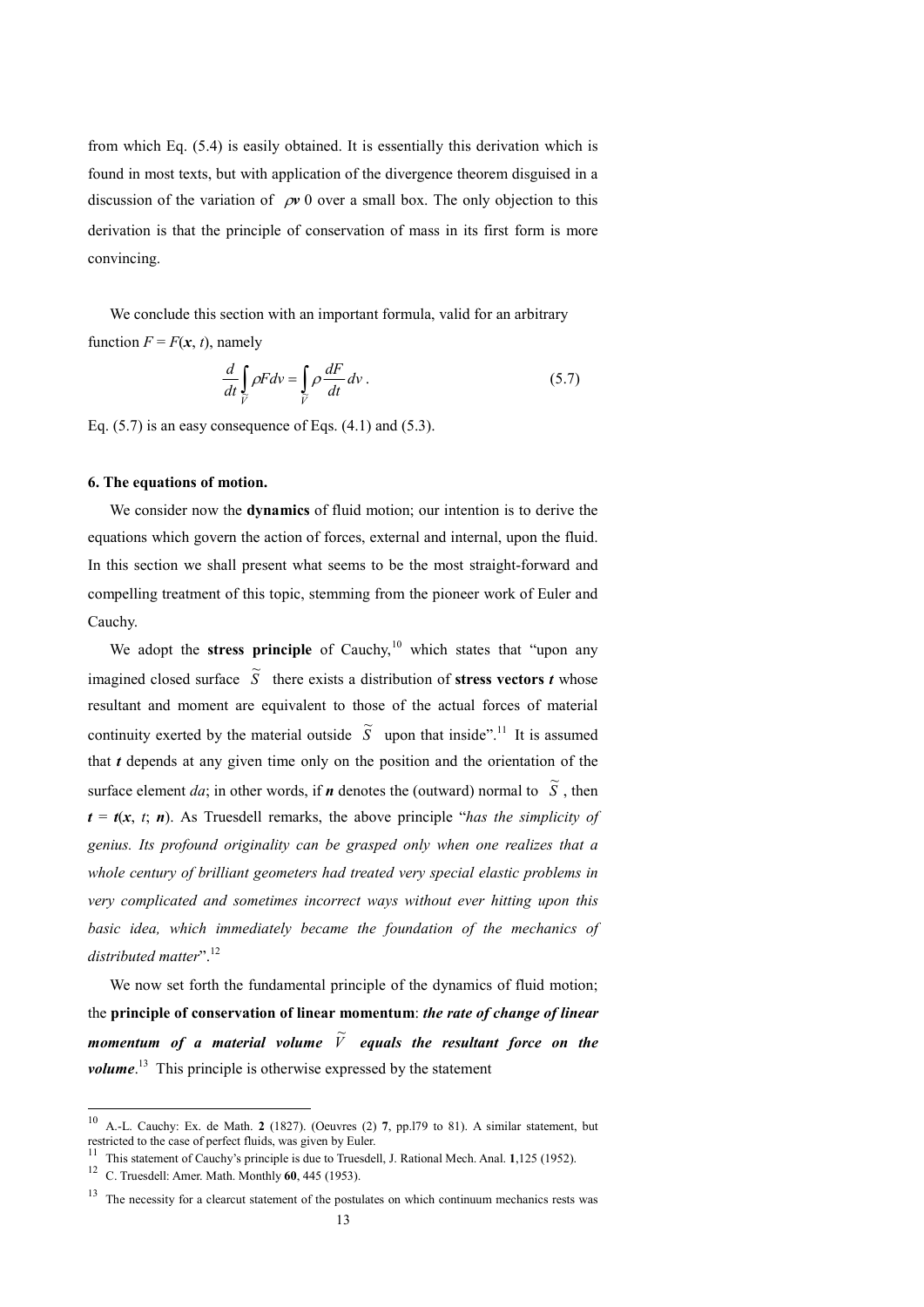from which Eq. (5.4) is easily obtained. It is essentially this derivation which is found in most texts, but with application of the divergence theorem disguised in a discussion of the variation of $\rho \boldsymbol{v}$ 0 over a small box. The only objection to this derivation is that the principle of conservation of mass in its first form is more convincing.

We conclude this section with an important formula, valid for an arbitrary function $F = F(\boldsymbol{x}, t)$, namely

$$\frac{d}{dt}\int_{\tilde{V}} \rho F dv = \int_{\tilde{V}} \rho \frac{dF}{dt} dv \, . \tag{5.7}$$

Eq. (5.7) is an easy consequence of Eqs. (4.1) and (5.3).

## 6. The equations of motion.

We consider now the **dynamics** of fluid motion; our intention is to derive the equations which govern the action of forces, external and internal, upon the fluid. In this section we shall present what seems to be the most straight-forward and compelling treatment of this topic, stemming from the pioneer work of Euler and Cauchy.

We adopt the **stress principle** of Cauchy,[10] which states that "upon any imagined closed surface $\tilde{S}$ there exists a distribution of **stress vectors** $\boldsymbol{t}$ whose resultant and moment are equivalent to those of the actual forces of material continuity exerted by the material outside $\tilde{S}$ upon that inside".[11] It is assumed that $\boldsymbol{t}$ depends at any given time only on the position and the orientation of the surface element $da$; in other words, if $\boldsymbol{n}$ denotes the (outward) normal to $\tilde{S}$, then $\boldsymbol{t} = \boldsymbol{t}(\boldsymbol{x}, t; \boldsymbol{n})$. As Truesdell remarks, the above principle "*has the simplicity of genius. Its profound originality can be grasped only when one realizes that a whole century of brilliant geometers had treated very special elastic problems in very complicated and sometimes incorrect ways without ever hitting upon this basic idea, which immediately became the foundation of the mechanics of distributed matter*".[12]

We now set forth the fundamental principle of the dynamics of fluid motion; the **principle of conservation of linear momentum**: ***the rate of change of linear momentum of a material volume $\tilde{V}$ equals the resultant force on the volume***.[13] This principle is otherwise expressed by the statement

---

[10] A.-L. Cauchy: Ex. de Math. **2** (1827). (Oeuvres (2) **7**, pp.l79 to 81). A similar statement, but restricted to the case of perfect fluids, was given by Euler.

[11] This statement of Cauchy's principle is due to Truesdell, J. Rational Mech. Anal. **1**,125 (1952).

[12] C. Truesdell: Amer. Math. Monthly **60**, 445 (1953).

[13] The necessity for a clearcut statement of the postulates on which continuum mechanics rests was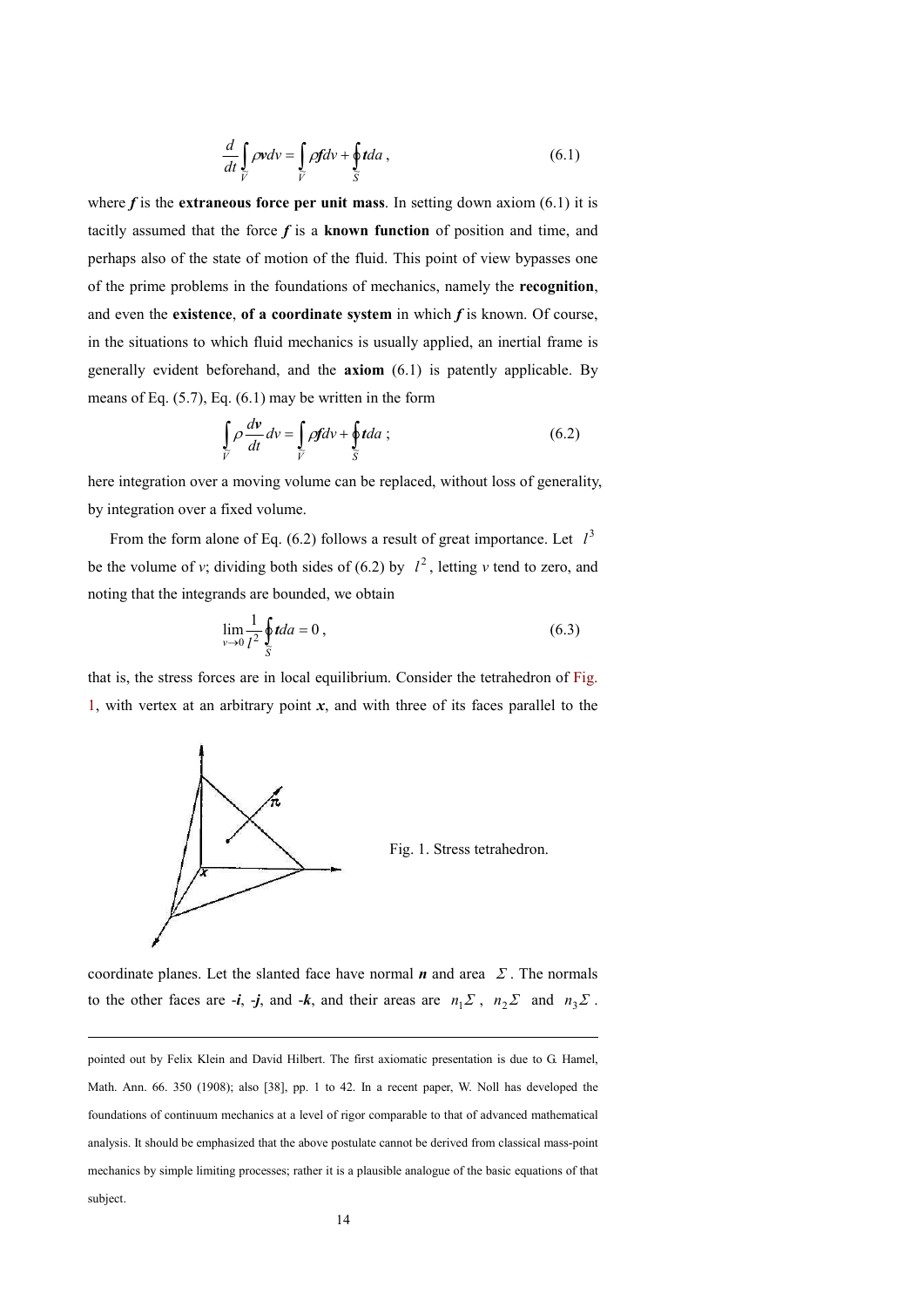$$\frac{d}{dt}\int_{\tilde{V}} \rho \boldsymbol{v} dv = \int_{\tilde{V}} \rho \boldsymbol{f} dv + \oint_{\tilde{S}} \boldsymbol{t} da \,, \tag{6.1}$$

where $\boldsymbol{f}$ is the **extraneous force per unit mass**. In setting down axiom (6.1) it is tacitly assumed that the force $\boldsymbol{f}$ is a **known function** of position and time, and perhaps also of the state of motion of the fluid. This point of view bypasses one of the prime problems in the foundations of mechanics, namely the **recognition**, and even the **existence**, **of a coordinate system** in which $\boldsymbol{f}$ is known. Of course, in the situations to which fluid mechanics is usually applied, an inertial frame is generally evident beforehand, and the **axiom** (6.1) is patently applicable. By means of Eq. (5.7), Eq. (6.1) may be written in the form

$$\int_{\tilde{V}} \rho \frac{d\boldsymbol{v}}{dt} dv = \int_{\tilde{V}} \rho \boldsymbol{f} dv + \oint_{\tilde{S}} \boldsymbol{t} da \,; \tag{6.2}$$

here integration over a moving volume can be replaced, without loss of generality, by integration over a fixed volume.

From the form alone of Eq. (6.2) follows a result of great importance. Let $l^3$ be the volume of *v*; dividing both sides of (6.2) by $l^2$, letting *v* tend to zero, and noting that the integrands are bounded, we obtain

$$\lim_{v \to 0} \frac{1}{l^2} \oint_{\tilde{S}} \boldsymbol{t} da = 0 \,, \tag{6.3}$$

that is, the stress forces are in local equilibrium. Consider the tetrahedron of Fig. 1, with vertex at an arbitrary point $\boldsymbol{x}$, and with three of its faces parallel to the

Fig. 1. Stress tetrahedron.

coordinate planes. Let the slanted face have normal $\boldsymbol{n}$ and area $\Sigma$. The normals to the other faces are $-\boldsymbol{i}$, $-\boldsymbol{j}$, and $-\boldsymbol{k}$, and their areas are $n_1\Sigma$, $n_2\Sigma$ and $n_3\Sigma$.

---

pointed out by Felix Klein and David Hilbert. The first axiomatic presentation is due to G. Hamel, Math. Ann. 66. 350 (1908); also [38], pp. 1 to 42. In a recent paper, W. Noll has developed the foundations of continuum mechanics at a level of rigor comparable to that of advanced mathematical analysis. It should be emphasized that the above postulate cannot be derived from classical mass-point mechanics by simple limiting processes; rather it is a plausible analogue of the basic equations of that subject.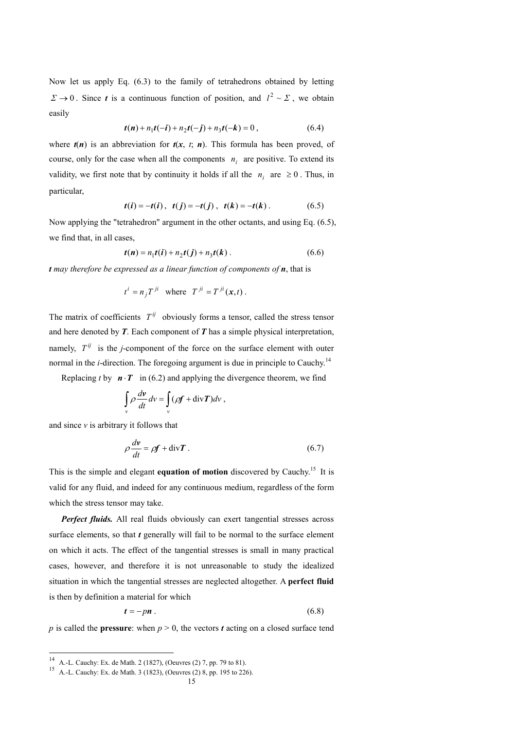Now let us apply Eq. (6.3) to the family of tetrahedrons obtained by letting $\Sigma \to 0$. Since $\boldsymbol{t}$ is a continuous function of position, and $l^2 \sim \Sigma$, we obtain easily

$$\boldsymbol{t}(\boldsymbol{n}) + n_1 \boldsymbol{t}(-\boldsymbol{i}) + n_2 \boldsymbol{t}(-\boldsymbol{j}) + n_3 \boldsymbol{t}(-\boldsymbol{k}) = 0 \,, \tag{6.4}$$

where $\boldsymbol{t}(\boldsymbol{n})$ is an abbreviation for $\boldsymbol{t}(\boldsymbol{x}, t; \boldsymbol{n})$. This formula has been proved, of course, only for the case when all the components $n_i$ are positive. To extend its validity, we first note that by continuity it holds if all the $n_i$ are $\geq 0$. Thus, in particular,

$$\boldsymbol{t}(\boldsymbol{i}) = -\boldsymbol{t}(\boldsymbol{i}) \,, \quad \boldsymbol{t}(\boldsymbol{j}) = -\boldsymbol{t}(\boldsymbol{j}) \,, \quad \boldsymbol{t}(\boldsymbol{k}) = -\boldsymbol{t}(\boldsymbol{k}) \,. \tag{6.5}$$

Now applying the "tetrahedron" argument in the other octants, and using Eq. (6.5), we find that, in all cases,

$$\boldsymbol{t}(\boldsymbol{n}) = n_1 \boldsymbol{t}(\boldsymbol{i}) + n_2 \boldsymbol{t}(\boldsymbol{j}) + n_3 \boldsymbol{t}(\boldsymbol{k}) \,. \tag{6.6}$$

***t** may therefore be expressed as a linear function of components of **n***, that is

$$t^i = n_j T^{ji} \quad \text{where} \quad T^{ji} = T^{ji}(\boldsymbol{x}, t) \,.$$

The matrix of coefficients $T^{ij}$ obviously forms a tensor, called the stress tensor and here denoted by $\boldsymbol{T}$. Each component of $\boldsymbol{T}$ has a simple physical interpretation, namely, $T^{ij}$ is the $j$-component of the force on the surface element with outer normal in the $i$-direction. The foregoing argument is due in principle to Cauchy.[14]

Replacing $t$ by $\boldsymbol{n} \cdot \boldsymbol{T}$ in (6.2) and applying the divergence theorem, we find

$$\int_v \rho \frac{d\boldsymbol{v}}{dt} dv = \int_v (\rho \boldsymbol{f} + \operatorname{div} \boldsymbol{T}) dv \,,$$

and since $v$ is arbitrary it follows that

$$\rho \frac{d\boldsymbol{v}}{dt} = \rho \boldsymbol{f} + \operatorname{div} \boldsymbol{T} \,. \tag{6.7}$$

This is the simple and elegant **equation of motion** discovered by Cauchy.[15] It is valid for any fluid, and indeed for any continuous medium, regardless of the form which the stress tensor may take.

***Perfect fluids.*** All real fluids obviously can exert tangential stresses across surface elements, so that $\boldsymbol{t}$ generally will fail to be normal to the surface element on which it acts. The effect of the tangential stresses is small in many practical cases, however, and therefore it is not unreasonable to study the idealized situation in which the tangential stresses are neglected altogether. A **perfect fluid** is then by definition a material for which

$$\boldsymbol{t} = -p\boldsymbol{n} \,. \tag{6.8}$$

$p$ is called the **pressure**: when $p > 0$, the vectors $\boldsymbol{t}$ acting on a closed surface tend

---

[14] A.-L. Cauchy: Ex. de Math. 2 (1827), (Oeuvres (2) 7, pp. 79 to 81).

[15] A.-L. Cauchy: Ex. de Math. 3 (1823), (Oeuvres (2) 8, pp. 195 to 226).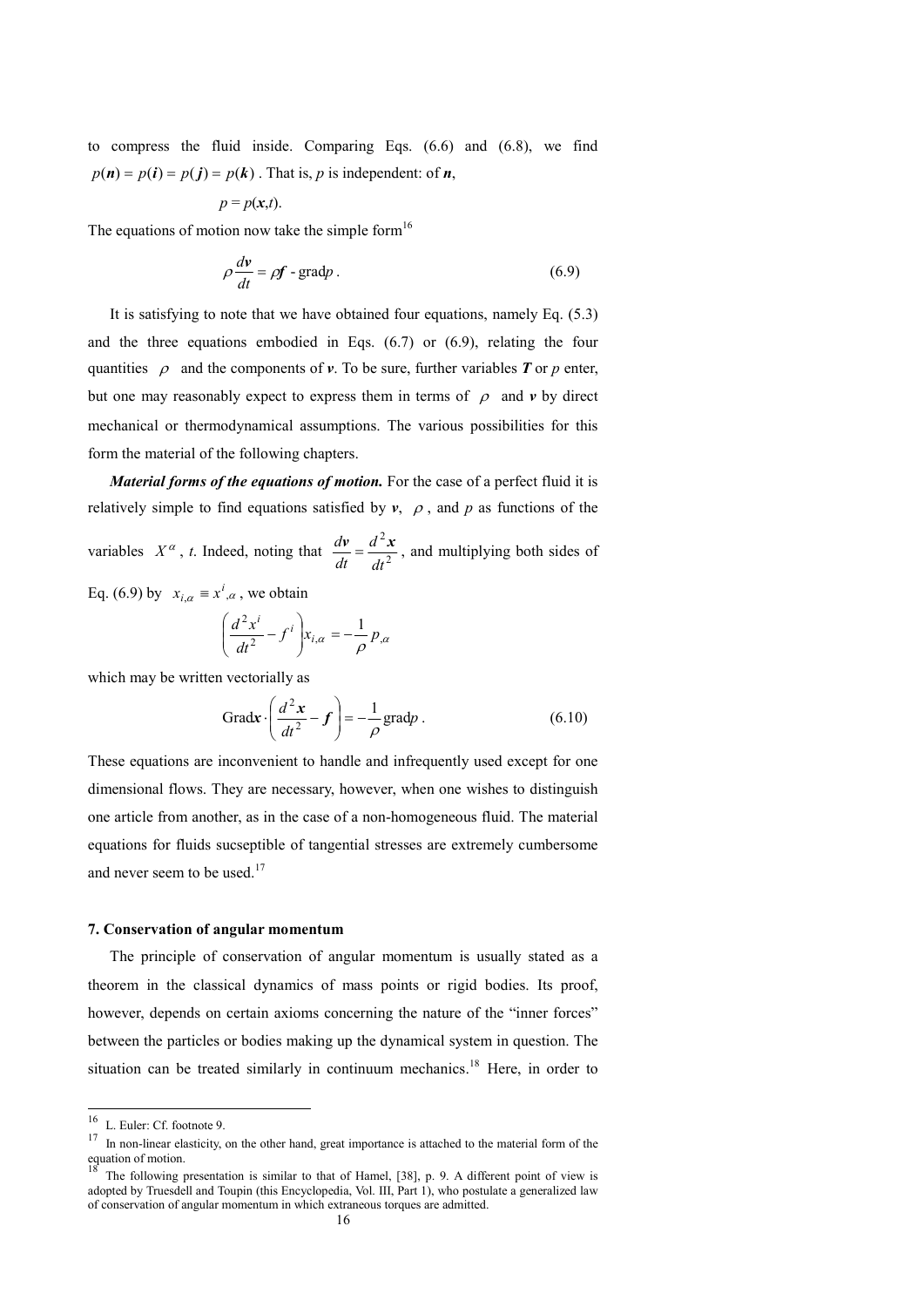to compress the fluid inside. Comparing Eqs. (6.6) and (6.8), we find $p(\boldsymbol{n}) = p(\boldsymbol{i}) = p(\boldsymbol{j}) = p(\boldsymbol{k})$ . That is, $p$ is independent: of $\boldsymbol{n}$,

$$p = p(\boldsymbol{x},t).$$

The equations of motion now take the simple form[16]

$$\rho \frac{d\boldsymbol{v}}{dt} = \rho \boldsymbol{f} \text{ - grad}p \, . \tag{6.9}$$

It is satisfying to note that we have obtained four equations, namely Eq. (5.3) and the three equations embodied in Eqs. (6.7) or (6.9), relating the four quantities $\rho$ and the components of $\boldsymbol{v}$. To be sure, further variables $\boldsymbol{T}$ or $p$ enter, but one may reasonably expect to express them in terms of $\rho$ and $\boldsymbol{v}$ by direct mechanical or thermodynamical assumptions. The various possibilities for this form the material of the following chapters.

***Material forms of the equations of motion.*** For the case of a perfect fluid it is relatively simple to find equations satisfied by $\boldsymbol{v}$, $\rho$, and $p$ as functions of the variables $X^{\alpha}$, $t$. Indeed, noting that $\frac{d\boldsymbol{v}}{dt} = \frac{d^2\boldsymbol{x}}{dt^2}$, and multiplying both sides of Eq. (6.9) by $x_{i,\alpha} \equiv x^{i}{}_{,\alpha}$, we obtain

$$\left( \frac{d^2 x^i}{dt^2} - f^i \right) x_{i,\alpha} = -\frac{1}{\rho} p_{,\alpha}$$

which may be written vectorially as

$$\text{Grad}\boldsymbol{x} \cdot \left( \frac{d^2\boldsymbol{x}}{dt^2} - \boldsymbol{f} \right) = -\frac{1}{\rho} \text{grad}p \, . \tag{6.10}$$

These equations are inconvenient to handle and infrequently used except for one dimensional flows. They are necessary, however, when one wishes to distinguish one article from another, as in the case of a non-homogeneous fluid. The material equations for fluids sucseptible of tangential stresses are extremely cumbersome and never seem to be used.[17]

### 7. Conservation of angular momentum

The principle of conservation of angular momentum is usually stated as a theorem in the classical dynamics of mass points or rigid bodies. Its proof, however, depends on certain axioms concerning the nature of the "inner forces" between the particles or bodies making up the dynamical system in question. The situation can be treated similarly in continuum mechanics.[18] Here, in order to

---

[16] L. Euler: Cf. footnote 9.

[17] In non-linear elasticity, on the other hand, great importance is attached to the material form of the equation of motion.

[18] The following presentation is similar to that of Hamel, [38], p. 9. A different point of view is adopted by Truesdell and Toupin (this Encyclopedia, Vol. III, Part 1), who postulate a generalized law of conservation of angular momentum in which extraneous torques are admitted.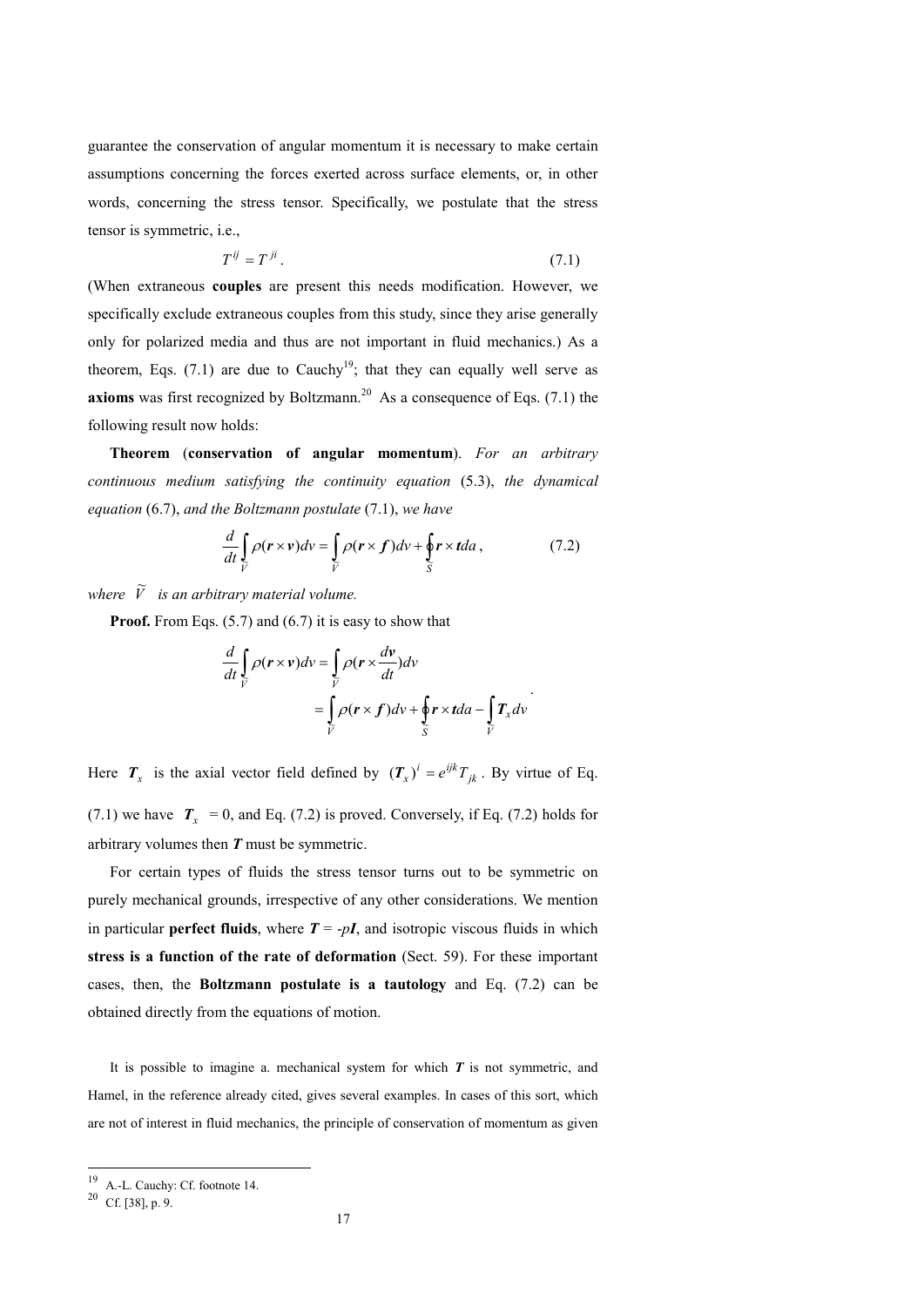guarantee the conservation of angular momentum it is necessary to make certain assumptions concerning the forces exerted across surface elements, or, in other words, concerning the stress tensor. Specifically, we postulate that the stress tensor is symmetric, i.e.,

$$T^{ij} = T^{ji} . \tag{7.1}$$

(When extraneous **couples** are present this needs modification. However, we specifically exclude extraneous couples from this study, since they arise generally only for polarized media and thus are not important in fluid mechanics.) As a theorem, Eqs. (7.1) are due to Cauchy[19]; that they can equally well serve as **axioms** was first recognized by Boltzmann.[20] As a consequence of Eqs. (7.1) the following result now holds:

**Theorem** (**conservation of angular momentum**). *For an arbitrary continuous medium satisfying the continuity equation* (5.3), *the dynamical equation* (6.7), *and the Boltzmann postulate* (7.1), *we have*

$$\frac{d}{dt}\int_{\tilde{V}} \rho(\boldsymbol{r}\times\boldsymbol{v})dv = \int_{\tilde{V}} \rho(\boldsymbol{r}\times\boldsymbol{f})dv + \oint_{\tilde{S}} \boldsymbol{r}\times\boldsymbol{t}da , \tag{7.2}$$

*where* $\tilde{V}$ *is an arbitrary material volume.*

**Proof.** From Eqs. (5.7) and (6.7) it is easy to show that

$$\begin{aligned}\frac{d}{dt}\int_{\tilde{V}} \rho(\boldsymbol{r}\times\boldsymbol{v})dv &= \int_{\tilde{V}} \rho(\boldsymbol{r}\times\frac{d\boldsymbol{v}}{dt})dv \\ &= \int_{\tilde{V}} \rho(\boldsymbol{r}\times\boldsymbol{f})dv + \oint_{\tilde{S}} \boldsymbol{r}\times\boldsymbol{t}da - \int_{\tilde{V}} \boldsymbol{T}_x dv\end{aligned}.$$

Here $\boldsymbol{T}_x$ is the axial vector field defined by $(\boldsymbol{T}_x)^i = e^{ijk}T_{jk}$. By virtue of Eq. (7.1) we have $\boldsymbol{T}_x = 0$, and Eq. (7.2) is proved. Conversely, if Eq. (7.2) holds for arbitrary volumes then $\boldsymbol{T}$ must be symmetric.

For certain types of fluids the stress tensor turns out to be symmetric on purely mechanical grounds, irrespective of any other considerations. We mention in particular **perfect fluids**, where $\boldsymbol{T} = -p\boldsymbol{I}$, and isotropic viscous fluids in which **stress is a function of the rate of deformation** (Sect. 59). For these important cases, then, the **Boltzmann postulate is a tautology** and Eq. (7.2) can be obtained directly from the equations of motion.

It is possible to imagine a. mechanical system for which $\boldsymbol{T}$ is not symmetric, and Hamel, in the reference already cited, gives several examples. In cases of this sort, which are not of interest in fluid mechanics, the principle of conservation of momentum as given

[19] A.-L. Cauchy: Cf. footnote 14.

[20] Cf. [38], p. 9.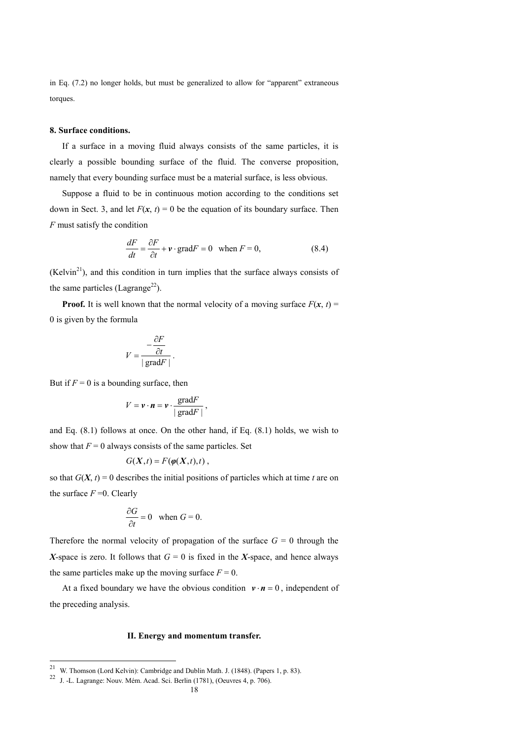in Eq. (7.2) no longer holds, but must be generalized to allow for "apparent" extraneous torques.

### 8. Surface conditions.

If a surface in a moving fluid always consists of the same particles, it is clearly a possible bounding surface of the fluid. The converse proposition, namely that every bounding surface must be a material surface, is less obvious.

Suppose a fluid to be in continuous motion according to the conditions set down in Sect. 3, and let $F(\boldsymbol{x}, t) = 0$ be the equation of its boundary surface. Then $F$ must satisfy the condition

$$\frac{dF}{dt} = \frac{\partial F}{\partial t} + \boldsymbol{v} \cdot \mathrm{grad} F = 0 \quad \text{when } F = 0, \tag{8.4}$$

(Kelvin[21]), and this condition in turn implies that the surface always consists of the same particles (Lagrange[22]).

**Proof.** It is well known that the normal velocity of a moving surface $F(\boldsymbol{x}, t) = 0$ is given by the formula

$$V = \frac{-\dfrac{\partial F}{\partial t}}{|\,\mathrm{grad} F\,|}\,.$$

But if $F = 0$ is a bounding surface, then

$$V = \boldsymbol{v} \cdot \boldsymbol{n} = \boldsymbol{v} \cdot \frac{\mathrm{grad} F}{|\,\mathrm{grad} F\,|}\,,$$

and Eq. (8.1) follows at once. On the other hand, if Eq. (8.1) holds, we wish to show that $F = 0$ always consists of the same particles. Set

$$G(\boldsymbol{X}, t) = F(\boldsymbol{\varphi}(\boldsymbol{X}, t), t)\,,$$

so that $G(\boldsymbol{X}, t) = 0$ describes the initial positions of particles which at time $t$ are on the surface $F = 0$. Clearly

$$\frac{\partial G}{\partial t} = 0 \quad \text{when } G = 0.$$

Therefore the normal velocity of propagation of the surface $G = 0$ through the $\boldsymbol{X}$-space is zero. It follows that $G = 0$ is fixed in the $\boldsymbol{X}$-space, and hence always the same particles make up the moving surface $F = 0$.

At a fixed boundary we have the obvious condition $\boldsymbol{v} \cdot \boldsymbol{n} = 0$, independent of the preceding analysis.

## II. Energy and momentum transfer.

---

[21] W. Thomson (Lord Kelvin): Cambridge and Dublin Math. J. (1848). (Papers 1, p. 83).

[22] J. -L. Lagrange: Nouv. Mém. Acad. Sci. Berlin (1781), (Oeuvres 4, p. 706).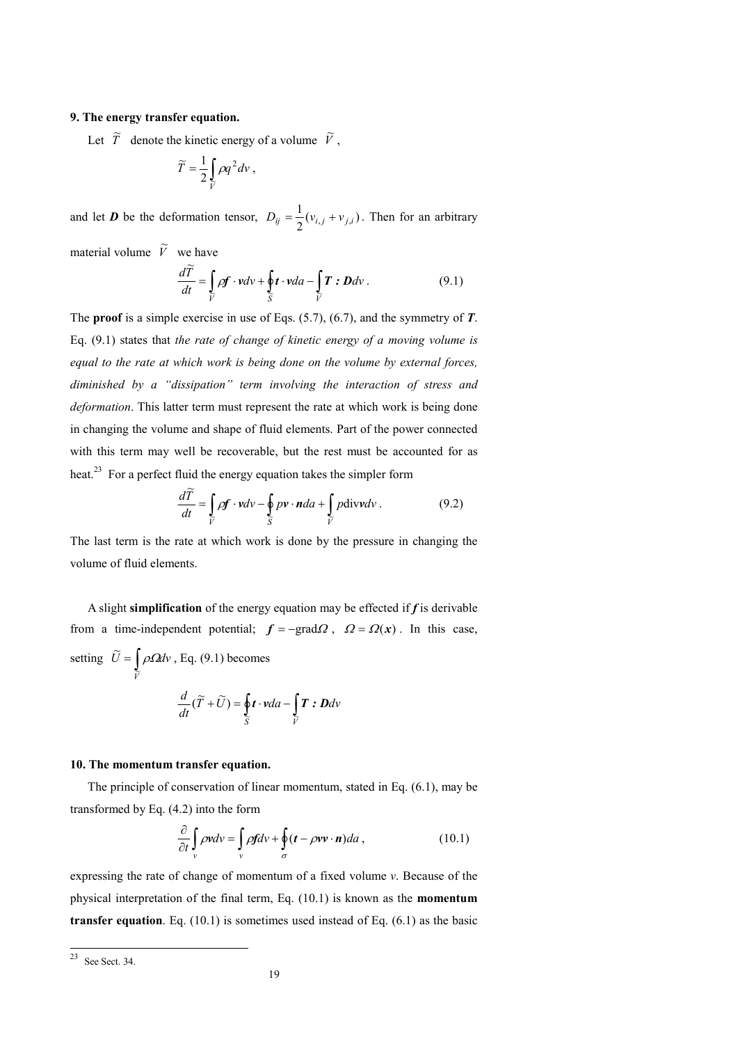**9. The energy transfer equation.**

Let $\tilde{T}$ denote the kinetic energy of a volume $\tilde{V}$,

$$\tilde{T} = \frac{1}{2}\int_{\tilde{V}} \rho q^2 dv ,$$

and let $\boldsymbol{D}$ be the deformation tensor, $D_{ij} = \frac{1}{2}(v_{i,j} + v_{j,i})$. Then for an arbitrary material volume $\tilde{V}$ we have

$$\frac{d\tilde{T}}{dt} = \int_{\tilde{V}} \rho \boldsymbol{f} \cdot \boldsymbol{v} dv + \oint_{\tilde{S}} \boldsymbol{t} \cdot \boldsymbol{v} da - \int_{\tilde{V}} \boldsymbol{T} : \boldsymbol{D} dv . \tag{9.1}$$

The **proof** is a simple exercise in use of Eqs. (5.7), (6.7), and the symmetry of $\boldsymbol{T}$. Eq. (9.1) states that *the rate of change of kinetic energy of a moving volume is equal to the rate at which work is being done on the volume by external forces, diminished by a "dissipation" term involving the interaction of stress and deformation*. This latter term must represent the rate at which work is being done in changing the volume and shape of fluid elements. Part of the power connected with this term may well be recoverable, but the rest must be accounted for as heat.[23] For a perfect fluid the energy equation takes the simpler form

$$\frac{d\tilde{T}}{dt} = \int_{\tilde{V}} \rho \boldsymbol{f} \cdot \boldsymbol{v} dv - \oint_{\tilde{S}} p \boldsymbol{v} \cdot \boldsymbol{n} da + \int_{\tilde{V}} p \operatorname{div} \boldsymbol{v} dv . \tag{9.2}$$

The last term is the rate at which work is done by the pressure in changing the volume of fluid elements.

A slight **simplification** of the energy equation may be effected if $\boldsymbol{f}$ is derivable from a time-independent potential; $\boldsymbol{f} = -\operatorname{grad}\Omega$, $\Omega = \Omega(\boldsymbol{x})$. In this case, setting $\tilde{U} = \int_{\tilde{V}} \rho \Omega dv$, Eq. (9.1) becomes

$$\frac{d}{dt}(\tilde{T} + \tilde{U}) = \oint_{\tilde{S}} \boldsymbol{t} \cdot \boldsymbol{v} da - \int_{\tilde{V}} \boldsymbol{T} : \boldsymbol{D} dv$$

**10. The momentum transfer equation.**

The principle of conservation of linear momentum, stated in Eq. (6.1), may be transformed by Eq. (4.2) into the form

$$\frac{\partial}{\partial t}\int_{v} \rho \boldsymbol{v} dv = \int_{v} \rho \boldsymbol{f} dv + \oint_{\sigma} (\boldsymbol{t} - \rho \boldsymbol{v}\boldsymbol{v} \cdot \boldsymbol{n}) da , \tag{10.1}$$

expressing the rate of change of momentum of a fixed volume $v$. Because of the physical interpretation of the final term, Eq. (10.1) is known as the **momentum transfer equation**. Eq. (10.1) is sometimes used instead of Eq. (6.1) as the basic

[23] See Sect. 34.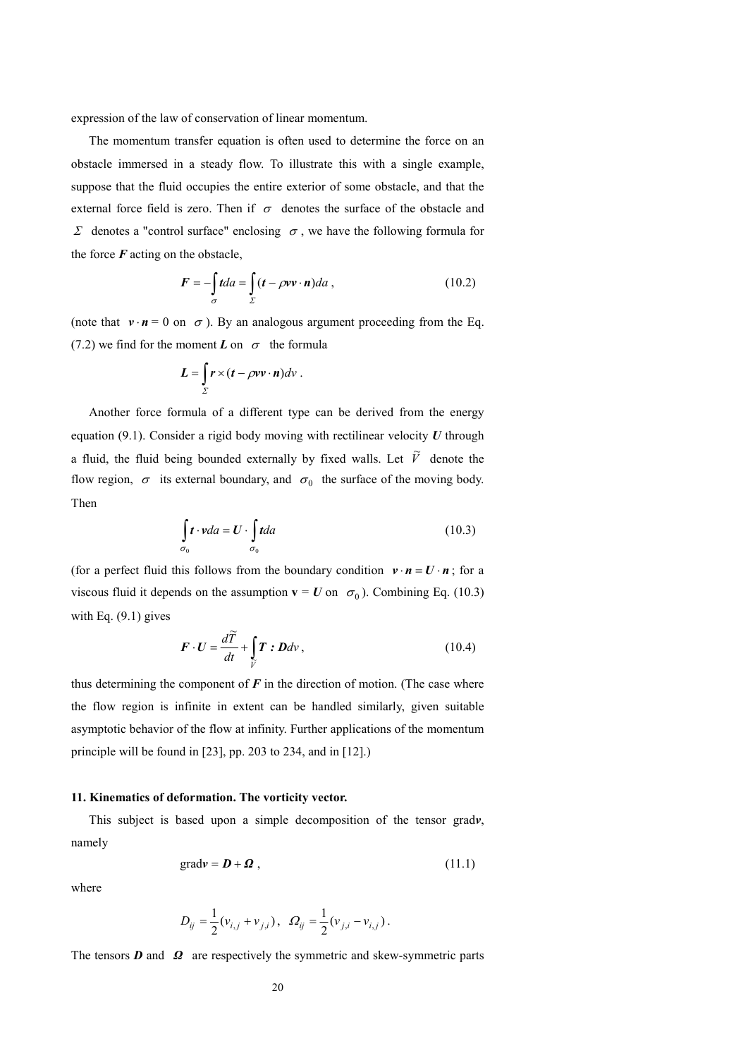expression of the law of conservation of linear momentum.

The momentum transfer equation is often used to determine the force on an obstacle immersed in a steady flow. To illustrate this with a single example, suppose that the fluid occupies the entire exterior of some obstacle, and that the external force field is zero. Then if $\sigma$ denotes the surface of the obstacle and $\Sigma$ denotes a "control surface" enclosing $\sigma$, we have the following formula for the force $\boldsymbol{F}$ acting on the obstacle,

$$\boldsymbol{F} = -\int_{\sigma} \boldsymbol{t} da = \int_{\Sigma} (\boldsymbol{t} - \rho \boldsymbol{v}\boldsymbol{v} \cdot \boldsymbol{n}) da \,, \tag{10.2}$$

(note that $\boldsymbol{v} \cdot \boldsymbol{n} = 0$ on $\sigma$). By an analogous argument proceeding from the Eq. (7.2) we find for the moment $\boldsymbol{L}$ on $\sigma$ the formula

$$\boldsymbol{L} = \int_{\Sigma} \boldsymbol{r} \times (\boldsymbol{t} - \rho \boldsymbol{v}\boldsymbol{v} \cdot \boldsymbol{n}) dv \,.$$

Another force formula of a different type can be derived from the energy equation (9.1). Consider a rigid body moving with rectilinear velocity $\boldsymbol{U}$ through a fluid, the fluid being bounded externally by fixed walls. Let $\widetilde{V}$ denote the flow region, $\sigma$ its external boundary, and $\sigma_0$ the surface of the moving body. Then

$$\int_{\sigma_0} \boldsymbol{t} \cdot \boldsymbol{v} da = \boldsymbol{U} \cdot \int_{\sigma_0} \boldsymbol{t} da \tag{10.3}$$

(for a perfect fluid this follows from the boundary condition $\boldsymbol{v} \cdot \boldsymbol{n} = \boldsymbol{U} \cdot \boldsymbol{n}$; for a viscous fluid it depends on the assumption $\mathbf{v} = \boldsymbol{U}$ on $\sigma_0$). Combining Eq. (10.3) with Eq. (9.1) gives

$$\boldsymbol{F} \cdot \boldsymbol{U} = \frac{d\widetilde{T}}{dt} + \int_{\widetilde{V}} \boldsymbol{T} : \boldsymbol{D} dv \,, \tag{10.4}$$

thus determining the component of $\boldsymbol{F}$ in the direction of motion. (The case where the flow region is infinite in extent can be handled similarly, given suitable asymptotic behavior of the flow at infinity. Further applications of the momentum principle will be found in [23], pp. 203 to 234, and in [12].)

**11. Kinematics of deformation. The vorticity vector.**

This subject is based upon a simple decomposition of the tensor grad$\boldsymbol{v}$, namely

$$\text{grad}\boldsymbol{v} = \boldsymbol{D} + \boldsymbol{\Omega} \,, \tag{11.1}$$

where

$$D_{ij} = \frac{1}{2}(v_{i,j} + v_{j,i}) \,, \quad \Omega_{ij} = \frac{1}{2}(v_{j,i} - v_{i,j}) \,.$$

The tensors $\boldsymbol{D}$ and $\boldsymbol{\Omega}$ are respectively the symmetric and skew-symmetric parts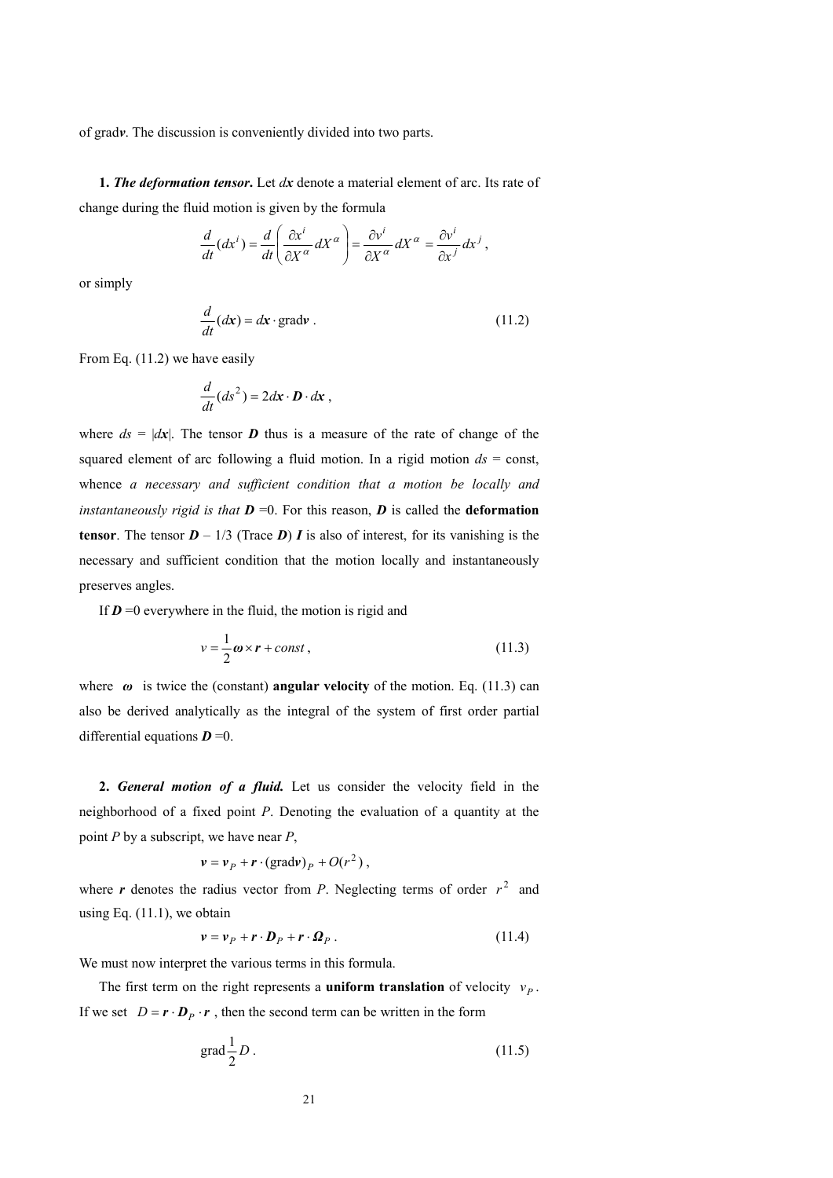of grad$\boldsymbol{v}$. The discussion is conveniently divided into two parts.

**1.** ***The deformation tensor*****.** Let $d\boldsymbol{x}$ denote a material element of arc. Its rate of change during the fluid motion is given by the formula

$$\frac{d}{dt}(dx^i) = \frac{d}{dt}\left(\frac{\partial x^i}{\partial X^\alpha} dX^\alpha\right) = \frac{\partial v^i}{\partial X^\alpha} dX^\alpha = \frac{\partial v^i}{\partial x^j} dx^j \, ,$$

or simply

$$\frac{d}{dt}(d\boldsymbol{x}) = d\boldsymbol{x} \cdot \mathrm{grad}\boldsymbol{v} \, . \tag{11.2}$$

From Eq. (11.2) we have easily

$$\frac{d}{dt}(ds^2) = 2 d\boldsymbol{x} \cdot \boldsymbol{D} \cdot d\boldsymbol{x} \, ,$$

where $ds = |d\boldsymbol{x}|$. The tensor $\boldsymbol{D}$ thus is a measure of the rate of change of the squared element of arc following a fluid motion. In a rigid motion $ds$ = const, whence *a necessary and sufficient condition that a motion be locally and instantaneously rigid is that* $\boldsymbol{D} = 0$. For this reason, $\boldsymbol{D}$ is called the **deformation tensor**. The tensor $\boldsymbol{D}$ – 1/3 (Trace $\boldsymbol{D}$) $\boldsymbol{I}$ is also of interest, for its vanishing is the necessary and sufficient condition that the motion locally and instantaneously preserves angles.

If $\boldsymbol{D} = 0$ everywhere in the fluid, the motion is rigid and

$$v = \frac{1}{2}\boldsymbol{\omega} \times \boldsymbol{r} + const \, , \tag{11.3}$$

where $\boldsymbol{\omega}$ is twice the (constant) **angular velocity** of the motion. Eq. (11.3) can also be derived analytically as the integral of the system of first order partial differential equations $\boldsymbol{D} = 0$.

**2.** ***General motion of a fluid.*** Let us consider the velocity field in the neighborhood of a fixed point $P$. Denoting the evaluation of a quantity at the point $P$ by a subscript, we have near $P$,

$$\boldsymbol{v} = \boldsymbol{v}_P + \boldsymbol{r} \cdot (\mathrm{grad}\boldsymbol{v})_P + O(r^2) \, ,$$

where $\boldsymbol{r}$ denotes the radius vector from $P$. Neglecting terms of order $r^2$ and using Eq. (11.1), we obtain

$$\boldsymbol{v} = \boldsymbol{v}_P + \boldsymbol{r} \cdot \boldsymbol{D}_P + \boldsymbol{r} \cdot \boldsymbol{\Omega}_P \, . \tag{11.4}$$

We must now interpret the various terms in this formula.

The first term on the right represents a **uniform translation** of velocity $v_P$. If we set $D = \boldsymbol{r} \cdot \boldsymbol{D}_P \cdot \boldsymbol{r}$, then the second term can be written in the form

$$\mathrm{grad}\frac{1}{2}D \, . \tag{11.5}$$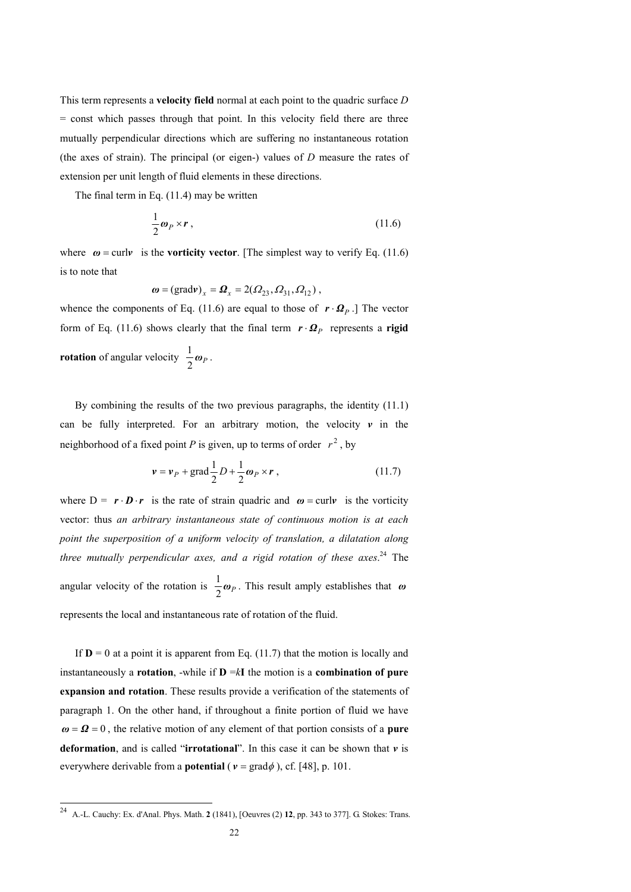This term represents a **velocity field** normal at each point to the quadric surface $D$ = const which passes through that point. In this velocity field there are three mutually perpendicular directions which are suffering no instantaneous rotation (the axes of strain). The principal (or eigen-) values of $D$ measure the rates of extension per unit length of fluid elements in these directions.

The final term in Eq. (11.4) may be written

$$\frac{1}{2}\boldsymbol{\omega}_P \times \boldsymbol{r}\,, \tag{11.6}$$

where $\boldsymbol{\omega} = \mathrm{curl}\boldsymbol{v}$ is the **vorticity vector**. [The simplest way to verify Eq. (11.6) is to note that

$$\boldsymbol{\omega} = (\mathrm{grad}\boldsymbol{v})_x = \boldsymbol{\Omega}_x = 2(\Omega_{23}, \Omega_{31}, \Omega_{12})\,,$$

whence the components of Eq. (11.6) are equal to those of $\boldsymbol{r}\cdot\boldsymbol{\Omega}_P$.] The vector form of Eq. (11.6) shows clearly that the final term $\boldsymbol{r}\cdot\boldsymbol{\Omega}_P$ represents a **rigid rotation** of angular velocity $\frac{1}{2}\boldsymbol{\omega}_P$.

By combining the results of the two previous paragraphs, the identity (11.1) can be fully interpreted. For an arbitrary motion, the velocity $\boldsymbol{v}$ in the neighborhood of a fixed point $P$ is given, up to terms of order $r^2$, by

$$\boldsymbol{v} = \boldsymbol{v}_P + \mathrm{grad}\frac{1}{2}D + \frac{1}{2}\boldsymbol{\omega}_P \times \boldsymbol{r}\,, \tag{11.7}$$

where D = $\boldsymbol{r}\cdot\boldsymbol{D}\cdot\boldsymbol{r}$ is the rate of strain quadric and $\boldsymbol{\omega} = \mathrm{curl}\boldsymbol{v}$ is the vorticity vector: thus *an arbitrary instantaneous state of continuous motion is at each point the superposition of a uniform velocity of translation, a dilatation along three mutually perpendicular axes, and a rigid rotation of these axes*.[24] The angular velocity of the rotation is $\frac{1}{2}\boldsymbol{\omega}_P$. This result amply establishes that $\boldsymbol{\omega}$ represents the local and instantaneous rate of rotation of the fluid.

If $\mathbf{D} = 0$ at a point it is apparent from Eq. (11.7) that the motion is locally and instantaneously a **rotation**, -while if $\mathbf{D} = k\mathbf{I}$ the motion is a **combination of pure expansion and rotation**. These results provide a verification of the statements of paragraph 1. On the other hand, if throughout a finite portion of fluid we have $\boldsymbol{\omega} = \boldsymbol{\Omega} = 0$, the relative motion of any element of that portion consists of a **pure deformation**, and is called "**irrotational**". In this case it can be shown that $\boldsymbol{v}$ is everywhere derivable from a **potential** ($\boldsymbol{v} = \mathrm{grad}\phi$), cf. [48], p. 101.

---

[24] A.-L. Cauchy: Ex. d'Anal. Phys. Math. **2** (1841), [Oeuvres (2) **12**, pp. 343 to 377]. G. Stokes: Trans.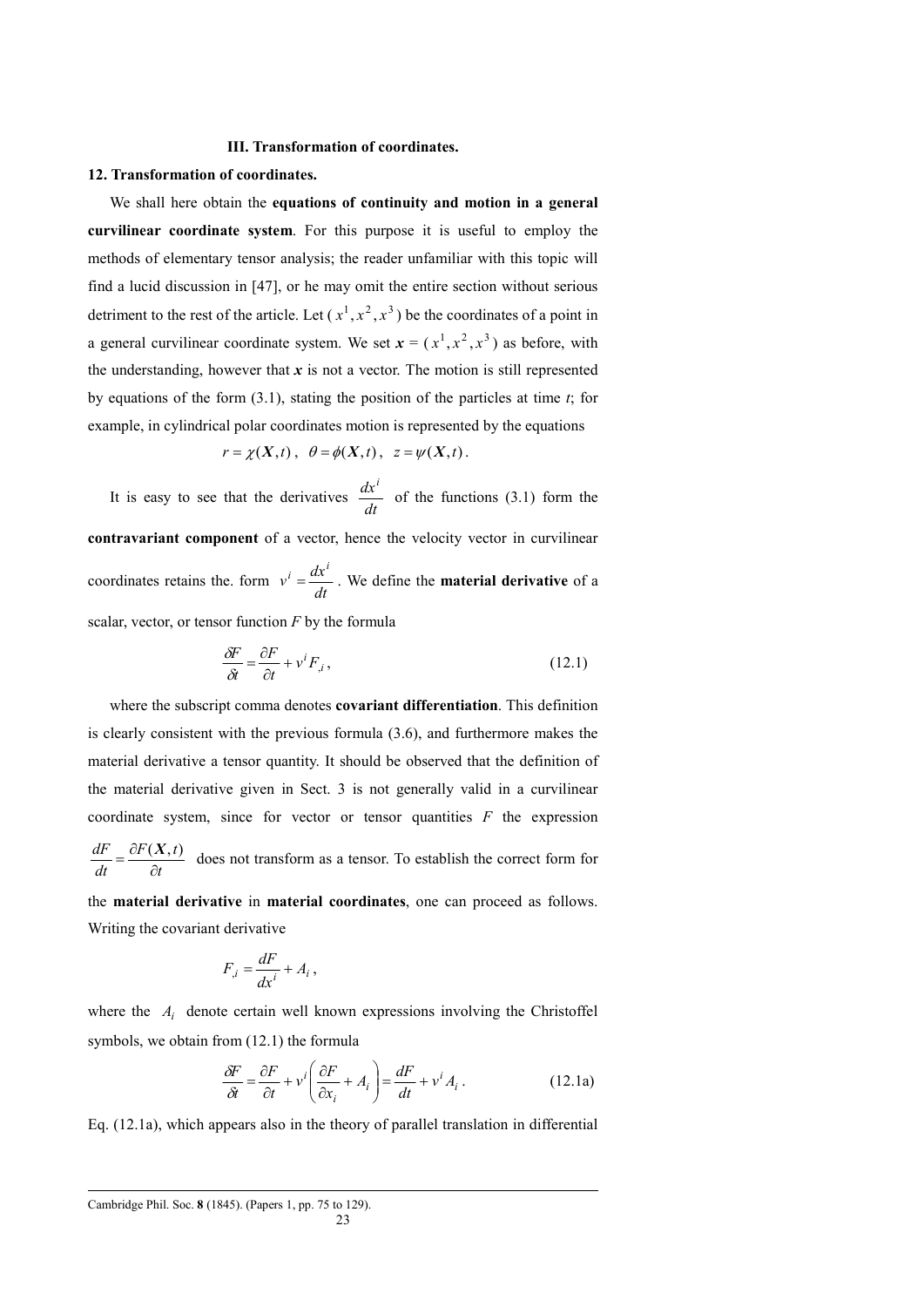### III. Transformation of coordinates.

#### 12. Transformation of coordinates.

We shall here obtain the **equations of continuity and motion in a general curvilinear coordinate system**. For this purpose it is useful to employ the methods of elementary tensor analysis; the reader unfamiliar with this topic will find a lucid discussion in [47], or he may omit the entire section without serious detriment to the rest of the article. Let ($x^1, x^2, x^3$) be the coordinates of a point in a general curvilinear coordinate system. We set $\boldsymbol{x}$ = ($x^1, x^2, x^3$) as before, with the understanding, however that $\boldsymbol{x}$ is not a vector. The motion is still represented by equations of the form (3.1), stating the position of the particles at time $t$; for example, in cylindrical polar coordinates motion is represented by the equations

$$r = \chi(\boldsymbol{X}, t)\,, \quad \theta = \phi(\boldsymbol{X}, t)\,, \quad z = \psi(\boldsymbol{X}, t)\,.$$

It is easy to see that the derivatives $\dfrac{dx^i}{dt}$ of the functions (3.1) form the **contravariant component** of a vector, hence the velocity vector in curvilinear coordinates retains the. form $v^i = \dfrac{dx^i}{dt}$. We define the **material derivative** of a scalar, vector, or tensor function $F$ by the formula

$$\frac{\delta F}{\delta t} = \frac{\partial F}{\partial t} + v^i F_{,i}\,, \tag{12.1}$$

where the subscript comma denotes **covariant differentiation**. This definition is clearly consistent with the previous formula (3.6), and furthermore makes the material derivative a tensor quantity. It should be observed that the definition of the material derivative given in Sect. 3 is not generally valid in a curvilinear coordinate system, since for vector or tensor quantities $F$ the expression $\dfrac{dF}{dt} = \dfrac{\partial F(\boldsymbol{X}, t)}{\partial t}$ does not transform as a tensor. To establish the correct form for the **material derivative** in **material coordinates**, one can proceed as follows. Writing the covariant derivative

$$F_{,i} = \frac{dF}{dx^i} + A_i\,,$$

where the $A_i$ denote certain well known expressions involving the Christoffel symbols, we obtain from (12.1) the formula

$$\frac{\delta F}{\delta t} = \frac{\partial F}{\partial t} + v^i\left(\frac{\partial F}{\partial x_i} + A_i\right) = \frac{dF}{dt} + v^i A_i\,. \tag{12.1a}$$

Eq. (12.1a), which appears also in the theory of parallel translation in differential

---

Cambridge Phil. Soc. **8** (1845). (Papers 1, pp. 75 to 129).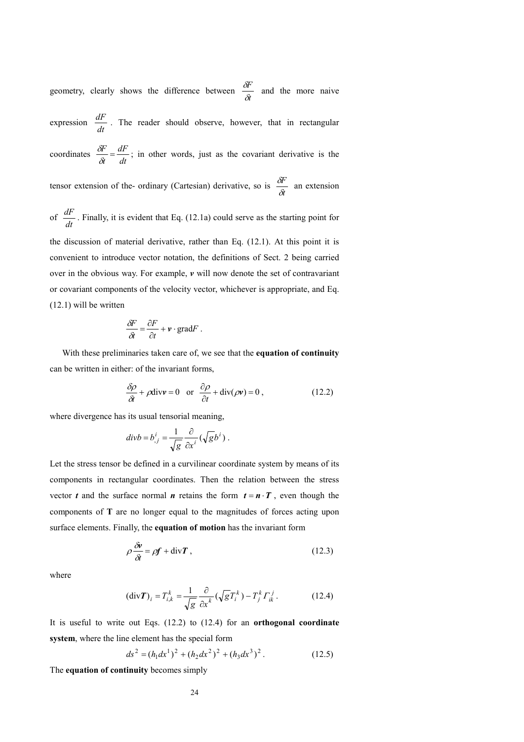geometry, clearly shows the difference between $\frac{\delta F}{\delta t}$ and the more naive expression $\frac{dF}{dt}$. The reader should observe, however, that in rectangular coordinates $\frac{\delta F}{\delta t} = \frac{dF}{dt}$; in other words, just as the covariant derivative is the tensor extension of the- ordinary (Cartesian) derivative, so is $\frac{\delta F}{\delta t}$ an extension of $\frac{dF}{dt}$. Finally, it is evident that Eq. (12.1a) could serve as the starting point for the discussion of material derivative, rather than Eq. (12.1). At this point it is convenient to introduce vector notation, the definitions of Sect. 2 being carried over in the obvious way. For example, $\boldsymbol{v}$ will now denote the set of contravariant or covariant components of the velocity vector, whichever is appropriate, and Eq. (12.1) will be written

$$\frac{\delta F}{\delta t} = \frac{\partial F}{\partial t} + \boldsymbol{v} \cdot \mathrm{grad} F \, .$$

With these preliminaries taken care of, we see that the **equation of continuity** can be written in either: of the invariant forms,

$$\frac{\delta \rho}{\delta t} + \rho \mathrm{div} \boldsymbol{v} = 0 \quad \text{or} \quad \frac{\partial \rho}{\partial t} + \mathrm{div}(\rho \boldsymbol{v}) = 0 \, , \tag{12.2}$$

where divergence has its usual tensorial meaning,

$$div b = b^i_{,j} = \frac{1}{\sqrt{g}} \frac{\partial}{\partial x^i} (\sqrt{g} b^i) \, .$$

Let the stress tensor be defined in a curvilinear coordinate system by means of its components in rectangular coordinates. Then the relation between the stress vector $\boldsymbol{t}$ and the surface normal $\boldsymbol{n}$ retains the form $\boldsymbol{t} = \boldsymbol{n} \cdot \boldsymbol{T}$, even though the components of **T** are no longer equal to the magnitudes of forces acting upon surface elements. Finally, the **equation of motion** has the invariant form

$$\rho \frac{\delta \boldsymbol{v}}{\delta t} = \rho \boldsymbol{f} + \mathrm{div} \boldsymbol{T} \, , \tag{12.3}$$

where

$$(\mathrm{div} \boldsymbol{T})_i = T^k_{i,k} = \frac{1}{\sqrt{g}} \frac{\partial}{\partial x^k} (\sqrt{g} T^k_i) - T^k_j \Gamma^j_{ik} \, . \tag{12.4}$$

It is useful to write out Eqs. (12.2) to (12.4) for an **orthogonal coordinate system**, where the line element has the special form

$$ds^2 = (h_1 dx^1)^2 + (h_2 dx^2)^2 + (h_3 dx^3)^2 \, . \tag{12.5}$$

The **equation of continuity** becomes simply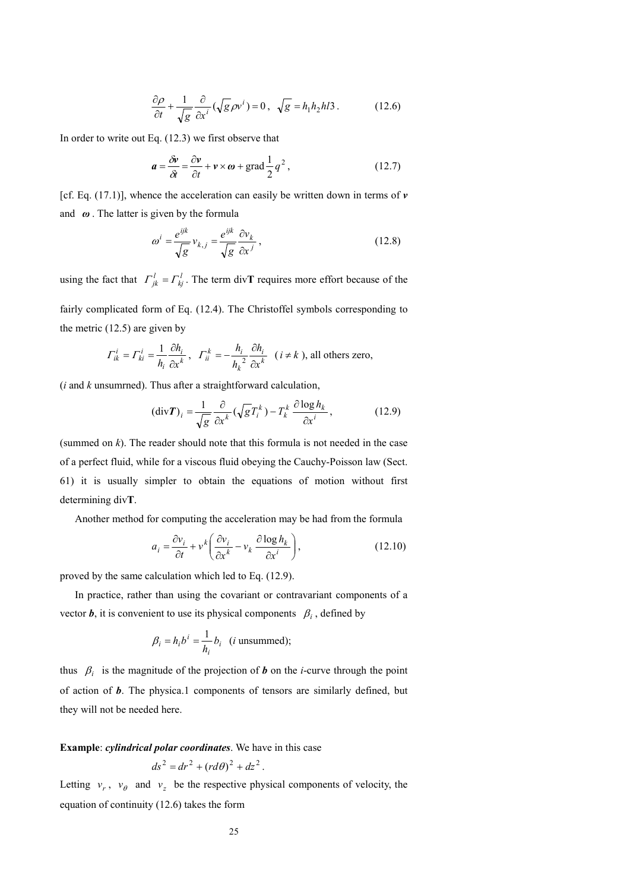$$\frac{\partial \rho}{\partial t}+\frac{1}{\sqrt{g}}\frac{\partial}{\partial x^i}(\sqrt{g}\rho v^i)=0\,,\quad \sqrt{g}=h_1 h_2 hl3\,. \tag{12.6}$$

In order to write out Eq. (12.3) we first observe that

$$\boldsymbol{a}=\frac{\delta \boldsymbol{v}}{\delta t}=\frac{\partial \boldsymbol{v}}{\partial t}+\boldsymbol{v}\times\boldsymbol{\omega}+\operatorname{grad}\frac{1}{2}q^2\,, \tag{12.7}$$

[cf. Eq. (17.1)], whence the acceleration can easily be written down in terms of $\boldsymbol{v}$ and $\boldsymbol{\omega}$. The latter is given by the formula

$$\omega^i=\frac{e^{ijk}}{\sqrt{g}}v_{k,j}=\frac{e^{ijk}}{\sqrt{g}}\frac{\partial v_k}{\partial x^j}\,, \tag{12.8}$$

using the fact that $\Gamma^l_{jk}=\Gamma^l_{kj}$. The term div**T** requires more effort because of the fairly complicated form of Eq. (12.4). The Christoffel symbols corresponding to the metric (12.5) are given by

$$\Gamma^i_{ik}=\Gamma^i_{ki}=\frac{1}{h_i}\frac{\partial h_i}{\partial x^k}\,,\quad \Gamma^k_{ii}=-\frac{h_i}{h_k^{\,2}}\frac{\partial h_i}{\partial x^k}\quad (\,i\neq k\,)\text{, all others zero,}$$

($i$ and $k$ unsumrned). Thus after a straightforward calculation,

$$(\operatorname{div}\boldsymbol{T})_i=\frac{1}{\sqrt{g}}\frac{\partial}{\partial x^k}(\sqrt{g}T_i^k)-T_k^k\frac{\partial \log h_k}{\partial x^i}\,, \tag{12.9}$$

(summed on $k$). The reader should note that this formula is not needed in the case of a perfect fluid, while for a viscous fluid obeying the Cauchy-Poisson law (Sect. 61) it is usually simpler to obtain the equations of motion without first determining div**T**.

Another method for computing the acceleration may be had from the formula

$$a_i=\frac{\partial v_i}{\partial t}+v^k\left(\frac{\partial v_i}{\partial x^k}-v_k\frac{\partial \log h_k}{\partial x^i}\right), \tag{12.10}$$

proved by the same calculation which led to Eq. (12.9).

In practice, rather than using the covariant or contravariant components of a vector $\boldsymbol{b}$, it is convenient to use its physical components $\beta_i$, defined by

$$\beta_i=h_i b^i=\frac{1}{h_i}b_i\quad (i\text{ unsummed});$$

thus $\beta_i$ is the magnitude of the projection of $\boldsymbol{b}$ on the $i$-curve through the point of action of $\boldsymbol{b}$. The physica.1 components of tensors are similarly defined, but they will not be needed here.

**Example**: ***cylindrical polar coordinates***. We have in this case

$$ds^2=dr^2+(rd\theta)^2+dz^2\,.$$

Letting $v_r$, $v_\theta$ and $v_z$ be the respective physical components of velocity, the equation of continuity (12.6) takes the form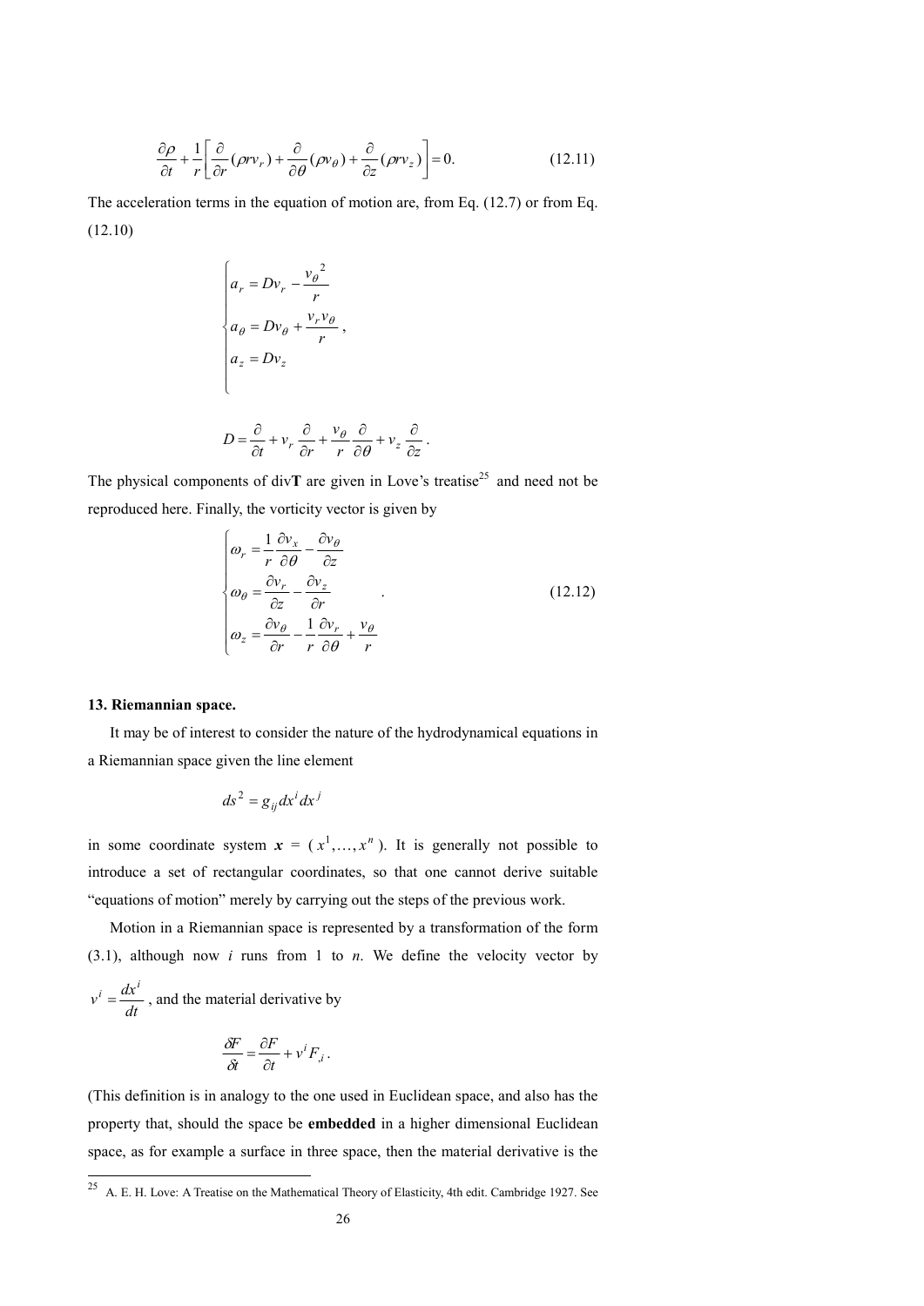$$\frac{\partial \rho}{\partial t}+\frac{1}{r}\left[\frac{\partial}{\partial r}(\rho r v_r)+\frac{\partial}{\partial \theta}(\rho v_\theta)+\frac{\partial}{\partial z}(\rho r v_z)\right]=0. \tag{12.11}$$

The acceleration terms in the equation of motion are, from Eq. (12.7) or from Eq. (12.10)

$$\begin{cases} a_r = Dv_r - \dfrac{{v_\theta}^2}{r} \\ a_\theta = Dv_\theta + \dfrac{v_r v_\theta}{r} \\ a_z = Dv_z \end{cases},$$

$$D=\frac{\partial}{\partial t}+v_r\frac{\partial}{\partial r}+\frac{v_\theta}{r}\frac{\partial}{\partial \theta}+v_z\frac{\partial}{\partial z}.$$

The physical components of div**T** are given in Love's treatise[25] and need not be reproduced here. Finally, the vorticity vector is given by

$$\begin{cases} \omega_r = \dfrac{1}{r}\dfrac{\partial v_x}{\partial \theta} - \dfrac{\partial v_\theta}{\partial z} \\ \omega_\theta = \dfrac{\partial v_r}{\partial z} - \dfrac{\partial v_z}{\partial r} \\ \omega_z = \dfrac{\partial v_\theta}{\partial r} - \dfrac{1}{r}\dfrac{\partial v_r}{\partial \theta} + \dfrac{v_\theta}{r} \end{cases}. \tag{12.12}$$

## 13. Riemannian space.

It may be of interest to consider the nature of the hydrodynamical equations in a Riemannian space given the line element

$$ds^2 = g_{ij}dx^i dx^j$$

in some coordinate system $\boldsymbol{x} = (x^1,\ldots,x^n)$. It is generally not possible to introduce a set of rectangular coordinates, so that one cannot derive suitable "equations of motion" merely by carrying out the steps of the previous work.

Motion in a Riemannian space is represented by a transformation of the form (3.1), although now $i$ runs from 1 to $n$. We define the velocity vector by $v^i = \dfrac{dx^i}{dt}$, and the material derivative by

$$\frac{\delta F}{\delta t}=\frac{\partial F}{\partial t}+v^i F_{,i}.$$

(This definition is in analogy to the one used in Euclidean space, and also has the property that, should the space be **embedded** in a higher dimensional Euclidean space, as for example a surface in three space, then the material derivative is the

[25] A. E. H. Love: A Treatise on the Mathematical Theory of Elasticity, 4th edit. Cambridge 1927. See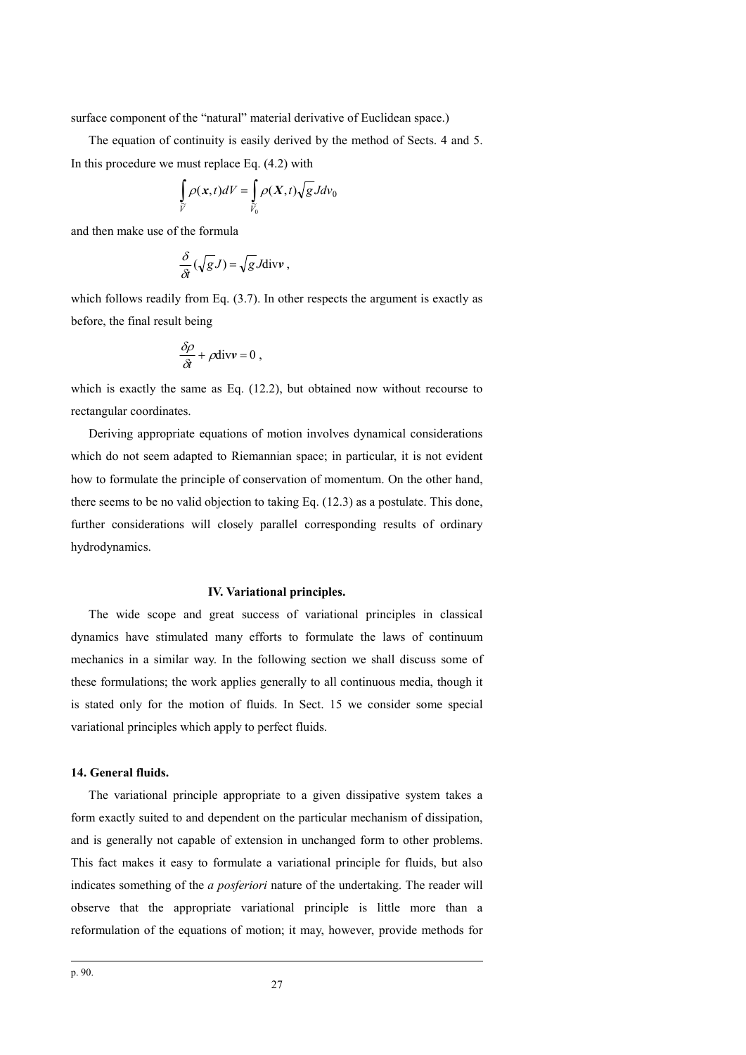surface component of the "natural" material derivative of Euclidean space.)

The equation of continuity is easily derived by the method of Sects. 4 and 5. In this procedure we must replace Eq. (4.2) with

$$\int_{\tilde{V}} \rho(\boldsymbol{x},t)dV = \int_{\tilde{V}_0} \rho(\boldsymbol{X},t)\sqrt{g}\,J dv_0$$

and then make use of the formula

$$\frac{\delta}{\delta t}(\sqrt{g}J) = \sqrt{g}J\mathrm{div}\boldsymbol{v}\,,$$

which follows readily from Eq. (3.7). In other respects the argument is exactly as before, the final result being

$$\frac{\delta\rho}{\delta t} + \rho\mathrm{div}\boldsymbol{v} = 0\,,$$

which is exactly the same as Eq. (12.2), but obtained now without recourse to rectangular coordinates.

Deriving appropriate equations of motion involves dynamical considerations which do not seem adapted to Riemannian space; in particular, it is not evident how to formulate the principle of conservation of momentum. On the other hand, there seems to be no valid objection to taking Eq. (12.3) as a postulate. This done, further considerations will closely parallel corresponding results of ordinary hydrodynamics.

## IV. Variational principles.

The wide scope and great success of variational principles in classical dynamics have stimulated many efforts to formulate the laws of continuum mechanics in a similar way. In the following section we shall discuss some of these formulations; the work applies generally to all continuous media, though it is stated only for the motion of fluids. In Sect. 15 we consider some special variational principles which apply to perfect fluids.

### 14. General fluids.

The variational principle appropriate to a given dissipative system takes a form exactly suited to and dependent on the particular mechanism of dissipation, and is generally not capable of extension in unchanged form to other problems. This fact makes it easy to formulate a variational principle for fluids, but also indicates something of the *a posferiori* nature of the undertaking. The reader will observe that the appropriate variational principle is little more than a reformulation of the equations of motion; it may, however, provide methods for

p. 90.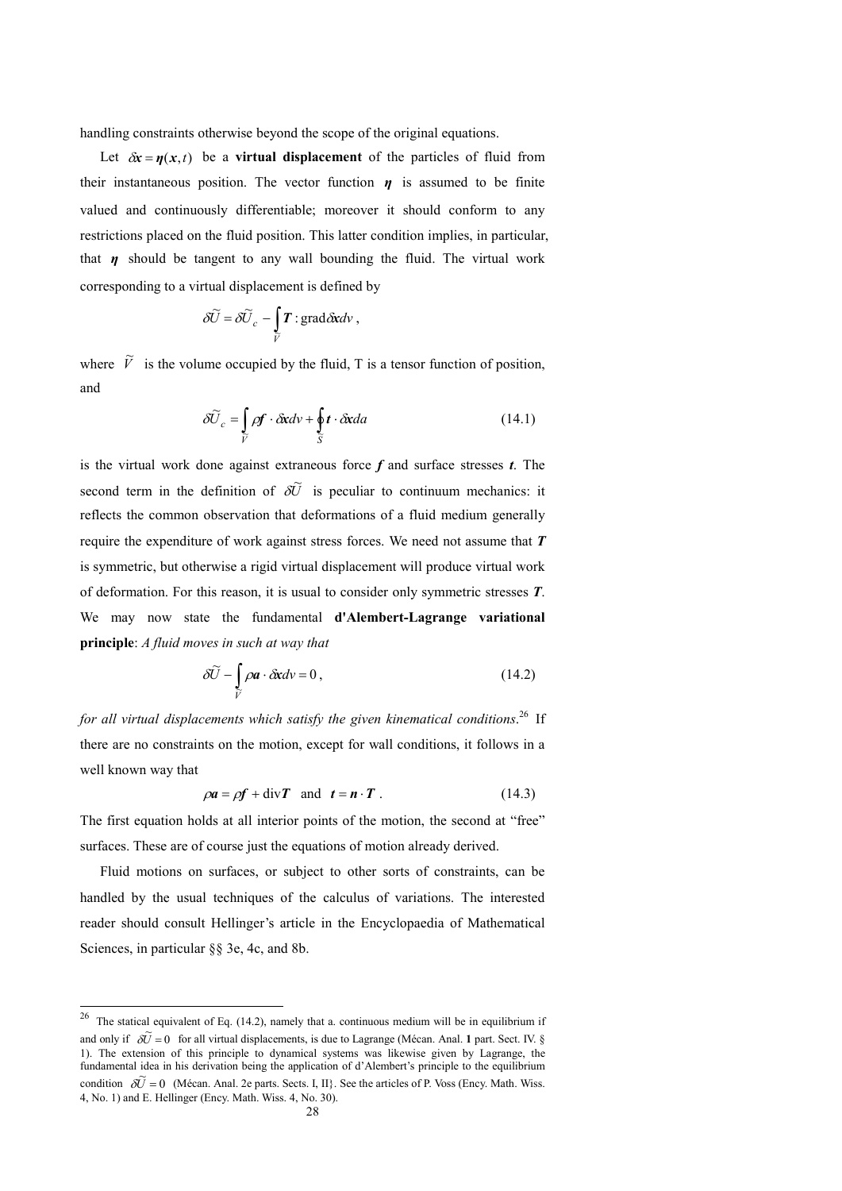handling constraints otherwise beyond the scope of the original equations.

Let $\delta\boldsymbol{x} = \boldsymbol{\eta}(\boldsymbol{x}, t)$ be a **virtual displacement** of the particles of fluid from their instantaneous position. The vector function $\boldsymbol{\eta}$ is assumed to be finite valued and continuously differentiable; moreover it should conform to any restrictions placed on the fluid position. This latter condition implies, in particular, that $\boldsymbol{\eta}$ should be tangent to any wall bounding the fluid. The virtual work corresponding to a virtual displacement is defined by

$$\delta\widetilde{U} = \delta\widetilde{U}_c - \int_{\widetilde{V}} \boldsymbol{T} : \operatorname{grad}\delta\boldsymbol{x} dv \,,$$

where $\widetilde{V}$ is the volume occupied by the fluid, T is a tensor function of position, and

$$\delta\widetilde{U}_c = \int_{\widetilde{V}} \rho\boldsymbol{f} \cdot \delta\boldsymbol{x} dv + \oint_{\widetilde{S}} \boldsymbol{t} \cdot \delta\boldsymbol{x} da \tag{14.1}$$

is the virtual work done against extraneous force $\boldsymbol{f}$ and surface stresses $\boldsymbol{t}$. The second term in the definition of $\delta\widetilde{U}$ is peculiar to continuum mechanics: it reflects the common observation that deformations of a fluid medium generally require the expenditure of work against stress forces. We need not assume that $\boldsymbol{T}$ is symmetric, but otherwise a rigid virtual displacement will produce virtual work of deformation. For this reason, it is usual to consider only symmetric stresses $\boldsymbol{T}$. We may now state the fundamental **d'Alembert-Lagrange variational principle**: *A fluid moves in such at way that*

$$\delta\widetilde{U} - \int_{\widetilde{V}} \rho\boldsymbol{a} \cdot \delta\boldsymbol{x} dv = 0 \,, \tag{14.2}$$

*for all virtual displacements which satisfy the given kinematical conditions*.[26] If there are no constraints on the motion, except for wall conditions, it follows in a well known way that

$$\rho\boldsymbol{a} = \rho\boldsymbol{f} + \operatorname{div}\boldsymbol{T} \quad \text{and} \quad \boldsymbol{t} = \boldsymbol{n} \cdot \boldsymbol{T} \,. \tag{14.3}$$

The first equation holds at all interior points of the motion, the second at "free" surfaces. These are of course just the equations of motion already derived.

Fluid motions on surfaces, or subject to other sorts of constraints, can be handled by the usual techniques of the calculus of variations. The interested reader should consult Hellinger's article in the Encyclopaedia of Mathematical Sciences, in particular §§ 3e, 4c, and 8b.

---

[26] The statical equivalent of Eq. (14.2), namely that a. continuous medium will be in equilibrium if and only if $\delta\widetilde{U} = 0$ for all virtual displacements, is due to Lagrange (Mécan. Anal. **1** part. Sect. IV. § 1). The extension of this principle to dynamical systems was likewise given by Lagrange, the fundamental idea in his derivation being the application of d'Alembert's principle to the equilibrium condition $\delta\widetilde{U} = 0$ (Mécan. Anal. 2e parts. Sects. I, II}. See the articles of P. Voss (Ency. Math. Wiss. 4, No. 1) and E. Hellinger (Ency. Math. Wiss. 4, No. 30).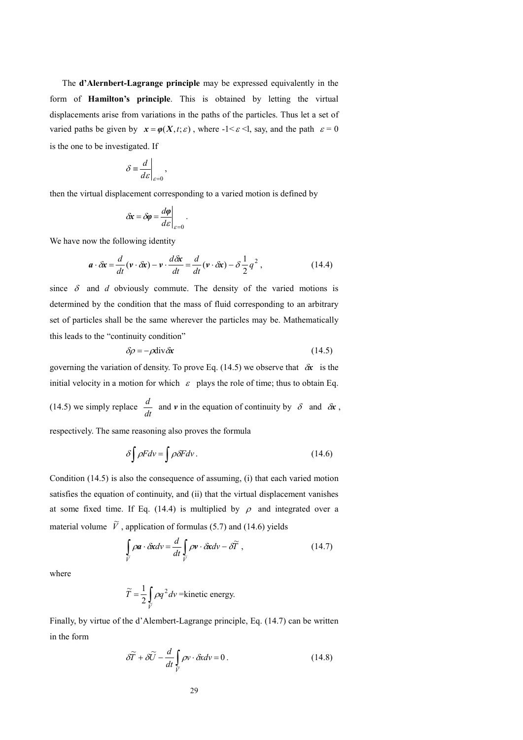The **d'Alernbert-Lagrange principle** may be expressed equivalently in the form of **Hamilton's principle**. This is obtained by letting the virtual displacements arise from variations in the paths of the particles. Thus let a set of varied paths be given by $\boldsymbol{x} = \boldsymbol{\varphi}(\boldsymbol{X}, t; \varepsilon)$, where $-1 < \varepsilon < 1$, say, and the path $\varepsilon = 0$ is the one to be investigated. If

$$\delta \equiv \left.\frac{d}{d\varepsilon}\right|_{\varepsilon=0},$$

then the virtual displacement corresponding to a varied motion is defined by

$$\delta\boldsymbol{x} = \delta\boldsymbol{\varphi} = \left.\frac{d\boldsymbol{\varphi}}{d\varepsilon}\right|_{\varepsilon=0}.$$

We have now the following identity

$$\boldsymbol{a} \cdot \delta\boldsymbol{x} = \frac{d}{dt}(\boldsymbol{v} \cdot \delta\boldsymbol{x}) - \boldsymbol{v} \cdot \frac{d\delta\boldsymbol{x}}{dt} = \frac{d}{dt}(\boldsymbol{v} \cdot \delta\boldsymbol{x}) - \delta\frac{1}{2}q^2, \tag{14.4}$$

since $\delta$ and $d$ obviously commute. The density of the varied motions is determined by the condition that the mass of fluid corresponding to an arbitrary set of particles shall be the same wherever the particles may be. Mathematically this leads to the "continuity condition"

$$\delta\rho = -\rho \operatorname{div}\delta\boldsymbol{x} \tag{14.5}$$

governing the variation of density. To prove Eq. (14.5) we observe that $\delta\boldsymbol{x}$ is the initial velocity in a motion for which $\varepsilon$ plays the role of time; thus to obtain Eq. (14.5) we simply replace $\dfrac{d}{dt}$ and $\boldsymbol{v}$ in the equation of continuity by $\delta$ and $\delta\boldsymbol{x}$, respectively. The same reasoning also proves the formula

$$\delta\int \rho F dv = \int \rho \delta F dv. \tag{14.6}$$

Condition (14.5) is also the consequence of assuming, (i) that each varied motion satisfies the equation of continuity, and (ii) that the virtual displacement vanishes at some fixed time. If Eq. (14.4) is multiplied by $\rho$ and integrated over a material volume $\widetilde{V}$, application of formulas (5.7) and (14.6) yields

$$\int_{\widetilde{V}} \rho\boldsymbol{a} \cdot \delta\boldsymbol{x} dv = \frac{d}{dt}\int_{\widetilde{V}} \rho\boldsymbol{v} \cdot \delta\boldsymbol{x} dv - \delta\widetilde{T}, \tag{14.7}$$

where

$$\widetilde{T} = \frac{1}{2}\int_{\widetilde{V}} \rho q^2 dv = \text{kinetic energy.}$$

Finally, by virtue of the d'Alembert-Lagrange principle, Eq. (14.7) can be written in the form

$$\delta\widetilde{T} + \delta\widetilde{U} - \frac{d}{dt}\int_{\widetilde{V}} \rho v \cdot \delta x dv = 0. \tag{14.8}$$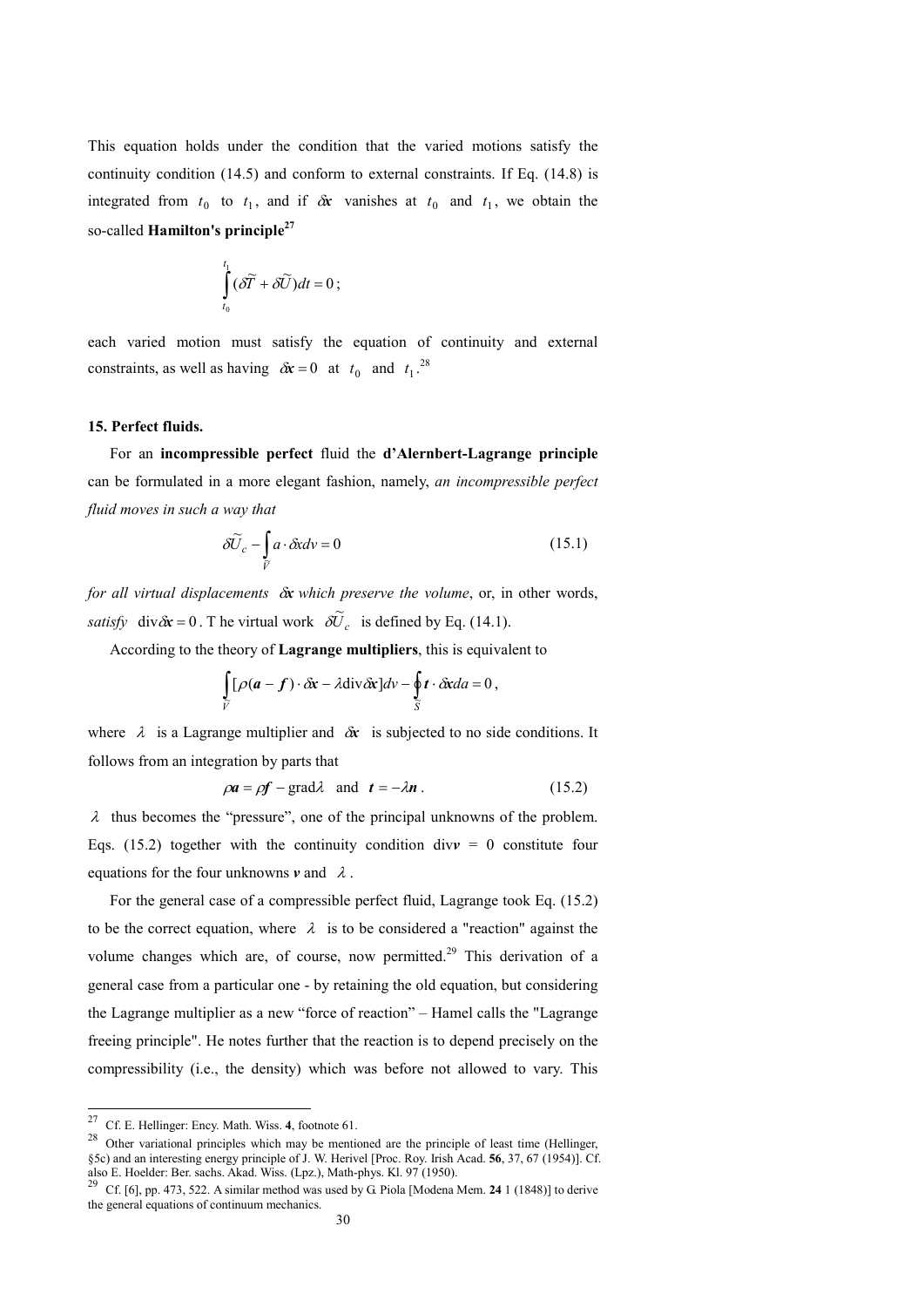This equation holds under the condition that the varied motions satisfy the continuity condition (14.5) and conform to external constraints. If Eq. (14.8) is integrated from $t_0$ to $t_1$, and if $\delta\boldsymbol{x}$ vanishes at $t_0$ and $t_1$, we obtain the so-called **Hamilton's principle**[27]

$$\int_{t_0}^{t_1} (\delta\widetilde{T} + \delta\widetilde{U})dt = 0\,;$$

each varied motion must satisfy the equation of continuity and external constraints, as well as having $\delta\boldsymbol{x} = 0$ at $t_0$ and $t_1$.[28]

### 15. Perfect fluids.

For an **incompressible perfect** fluid the **d'Alernbert-Lagrange principle** can be formulated in a more elegant fashion, namely, *an incompressible perfect fluid moves in such a way that*

$$\delta\widetilde{U}_c - \int_{\widetilde{V}} a \cdot \delta x dv = 0 \tag{15.1}$$

*for all virtual displacements* $\delta\boldsymbol{x}$ *which preserve the volume*, or, in other words, *satisfy* $\operatorname{div}\delta\boldsymbol{x} = 0$. T he virtual work $\delta\widetilde{U}_c$ is defined by Eq. (14.1).

According to the theory of **Lagrange multipliers**, this is equivalent to

$$\int_{\widetilde{V}} [\rho(\boldsymbol{a} - \boldsymbol{f}) \cdot \delta\boldsymbol{x} - \lambda \operatorname{div}\delta\boldsymbol{x}]dv - \oint_{\widetilde{S}} \boldsymbol{t} \cdot \delta\boldsymbol{x} da = 0\,,$$

where $\lambda$ is a Lagrange multiplier and $\delta\boldsymbol{x}$ is subjected to no side conditions. It follows from an integration by parts that

$$\rho\boldsymbol{a} = \rho\boldsymbol{f} - \operatorname{grad}\lambda \quad \text{and} \quad \boldsymbol{t} = -\lambda\boldsymbol{n}\,. \tag{15.2}$$

$\lambda$ thus becomes the "pressure", one of the principal unknowns of the problem. Eqs. (15.2) together with the continuity condition $\operatorname{div}\boldsymbol{v} = 0$ constitute four equations for the four unknowns $\boldsymbol{v}$ and $\lambda$.

For the general case of a compressible perfect fluid, Lagrange took Eq. (15.2) to be the correct equation, where $\lambda$ is to be considered a "reaction" against the volume changes which are, of course, now permitted.[29] This derivation of a general case from a particular one - by retaining the old equation, but considering the Lagrange multiplier as a new "force of reaction" – Hamel calls the "Lagrange freeing principle". He notes further that the reaction is to depend precisely on the compressibility (i.e., the density) which was before not allowed to vary. This

---

[27] Cf. E. Hellinger: Ency. Math. Wiss. **4**, footnote 61.

[28] Other variational principles which may be mentioned are the principle of least time (Hellinger, §5c) and an interesting energy principle of J. W. Herivel [Proc. Roy. Irish Acad. **56**, 37, 67 (1954)]. Cf. also E. Hoelder: Ber. sachs. Akad. Wiss. (Lpz.), Math-phys. Kl. 97 (1950).

[29] Cf. [6], pp. 473, 522. A similar method was used by G. Piola [Modena Mem. **24** 1 (1848)] to derive the general equations of continuum mechanics.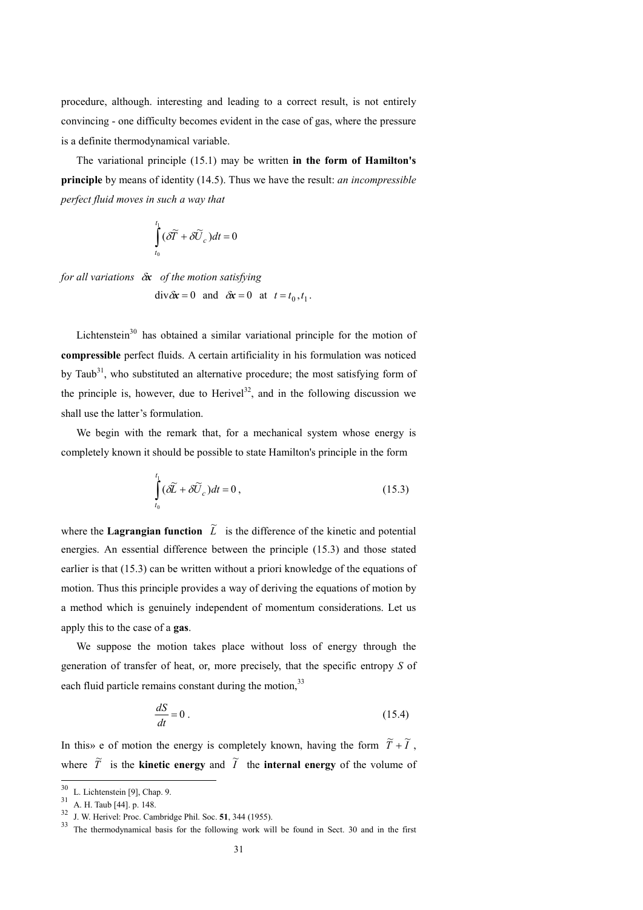procedure, although. interesting and leading to a correct result, is not entirely convincing - one difficulty becomes evident in the case of gas, where the pressure is a definite thermodynamical variable.

The variational principle (15.1) may be written **in the form of Hamilton's principle** by means of identity (14.5). Thus we have the result: *an incompressible perfect fluid moves in such a way that*

$$\int_{t_0}^{t_1} (\delta\widetilde{T} + \delta\widetilde{U}_c)dt = 0$$

*for all variations* $\delta\mathbf{x}$ *of the motion satisfying*

$$\operatorname{div}\delta\mathbf{x} = 0 \quad \text{and} \quad \delta\mathbf{x} = 0 \quad \text{at} \quad t = t_0, t_1 .$$

Lichtenstein[30] has obtained a similar variational principle for the motion of **compressible** perfect fluids. A certain artificiality in his formulation was noticed by Taub[31], who substituted an alternative procedure; the most satisfying form of the principle is, however, due to Herivel[32], and in the following discussion we shall use the latter's formulation.

We begin with the remark that, for a mechanical system whose energy is completely known it should be possible to state Hamilton's principle in the form

$$\int_{t_0}^{t_1} (\delta\widetilde{L} + \delta\widetilde{U}_c)dt = 0 , \tag{15.3}$$

where the **Lagrangian function** $\widetilde{L}$ is the difference of the kinetic and potential energies. An essential difference between the principle (15.3) and those stated earlier is that (15.3) can be written without a priori knowledge of the equations of motion. Thus this principle provides a way of deriving the equations of motion by a method which is genuinely independent of momentum considerations. Let us apply this to the case of a **gas**.

We suppose the motion takes place without loss of energy through the generation of transfer of heat, or, more precisely, that the specific entropy $S$ of each fluid particle remains constant during the motion,[33]

$$\frac{dS}{dt} = 0 . \tag{15.4}$$

In this» e of motion the energy is completely known, having the form $\widetilde{T} + \widetilde{I}$, where $\widetilde{T}$ is the **kinetic energy** and $\widetilde{I}$ the **internal energy** of the volume of

---

[30] L. Lichtenstein [9], Chap. 9.

[31] A. H. Taub [44]. p. 148.

[32] J. W. Herivel: Proc. Cambridge Phil. Soc. **51**, 344 (1955).

[33] The thermodynamical basis for the following work will be found in Sect. 30 and in the first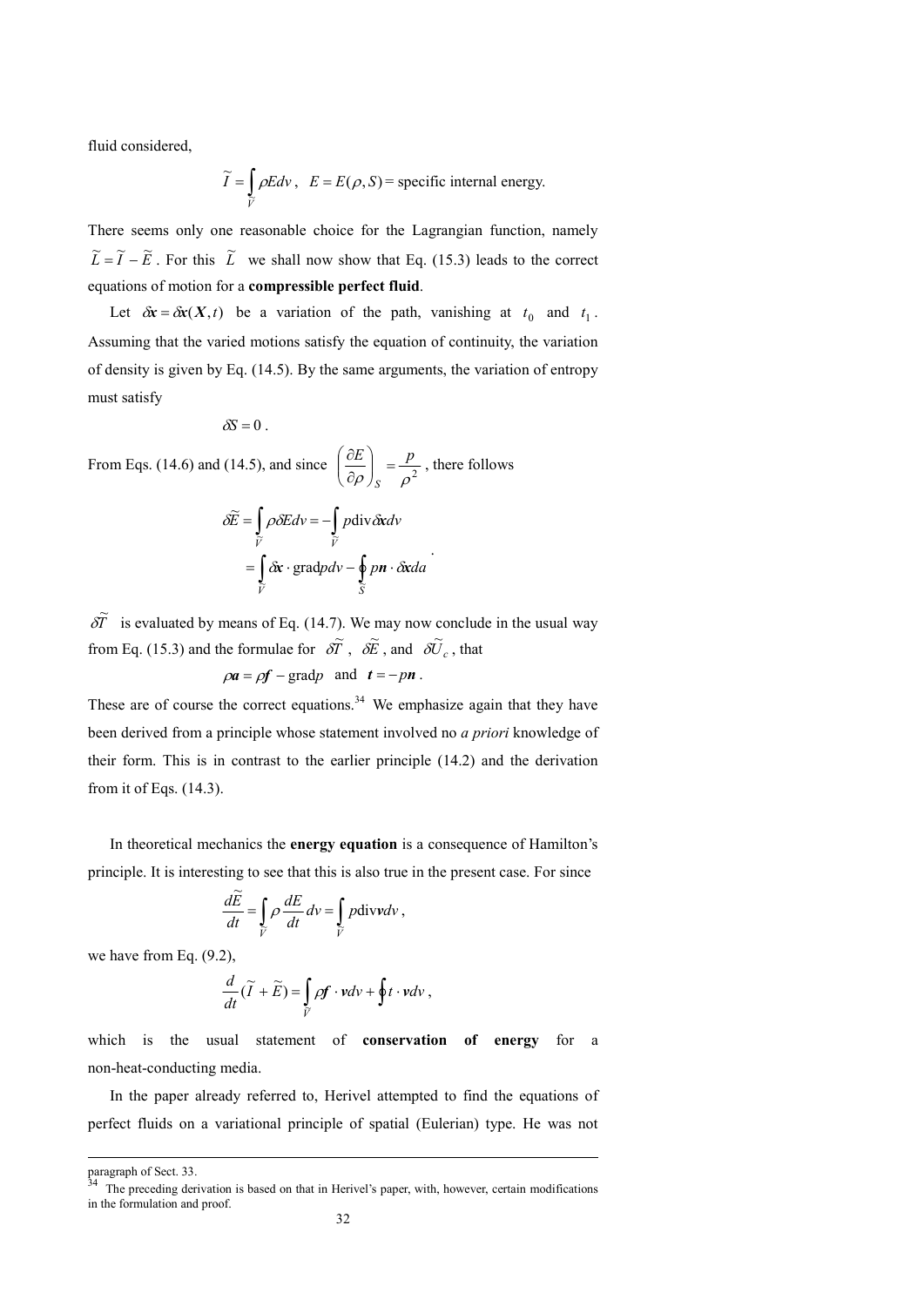fluid considered,

$$\tilde{I} = \int_{\tilde{V}} \rho E dv \,, \quad E = E(\rho, S) = \text{specific internal energy.}$$

There seems only one reasonable choice for the Lagrangian function, namely $\tilde{L} = \tilde{I} - \tilde{E}$. For this $\tilde{L}$ we shall now show that Eq. (15.3) leads to the correct equations of motion for a **compressible perfect fluid**.

Let $\delta \boldsymbol{x} = \delta \boldsymbol{x}(\boldsymbol{X}, t)$ be a variation of the path, vanishing at $t_0$ and $t_1$. Assuming that the varied motions satisfy the equation of continuity, the variation of density is given by Eq. (14.5). By the same arguments, the variation of entropy must satisfy

$$\delta S = 0 \,.$$

From Eqs. (14.6) and (14.5), and since $\left(\dfrac{\partial E}{\partial \rho}\right)_S = \dfrac{p}{\rho^2}$, there follows

$$\begin{aligned}
\delta \tilde{E} &= \int_{\tilde{V}} \rho \delta E dv = -\int_{\tilde{V}} p \operatorname{div} \delta \boldsymbol{x} dv \\
&= \int_{\tilde{V}} \delta \boldsymbol{x} \cdot \operatorname{grad} p dv - \oint_{\tilde{S}} p \boldsymbol{n} \cdot \delta \boldsymbol{x} da
\end{aligned} .$$

$\delta \tilde{T}$ is evaluated by means of Eq. (14.7). We may now conclude in the usual way from Eq. (15.3) and the formulae for $\delta \tilde{T}$, $\delta \tilde{E}$, and $\delta \tilde{U}_c$, that

$$\rho \boldsymbol{a} = \rho \boldsymbol{f} - \operatorname{grad} p \quad \text{and} \quad \boldsymbol{t} = -p \boldsymbol{n} \,.$$

These are of course the correct equations.[34] We emphasize again that they have been derived from a principle whose statement involved no *a priori* knowledge of their form. This is in contrast to the earlier principle (14.2) and the derivation from it of Eqs. (14.3).

In theoretical mechanics the **energy equation** is a consequence of Hamilton's principle. It is interesting to see that this is also true in the present case. For since

$$\frac{d\tilde{E}}{dt} = \int_{\tilde{V}} \rho \frac{dE}{dt} dv = \int_{\tilde{V}} p \operatorname{div} \boldsymbol{v} dv \,,$$

we have from Eq. (9.2),

$$\frac{d}{dt}(\tilde{I} + \tilde{E}) = \int_{\tilde{V}} \rho \boldsymbol{f} \cdot \boldsymbol{v} dv + \oint \boldsymbol{t} \cdot \boldsymbol{v} dv \,,$$

which is the usual statement of **conservation of energy** for a non-heat-conducting media.

In the paper already referred to, Herivel attempted to find the equations of perfect fluids on a variational principle of spatial (Eulerian) type. He was not

---

paragraph of Sect. 33.

[34] The preceding derivation is based on that in Herivel's paper, with, however, certain modifications in the formulation and proof.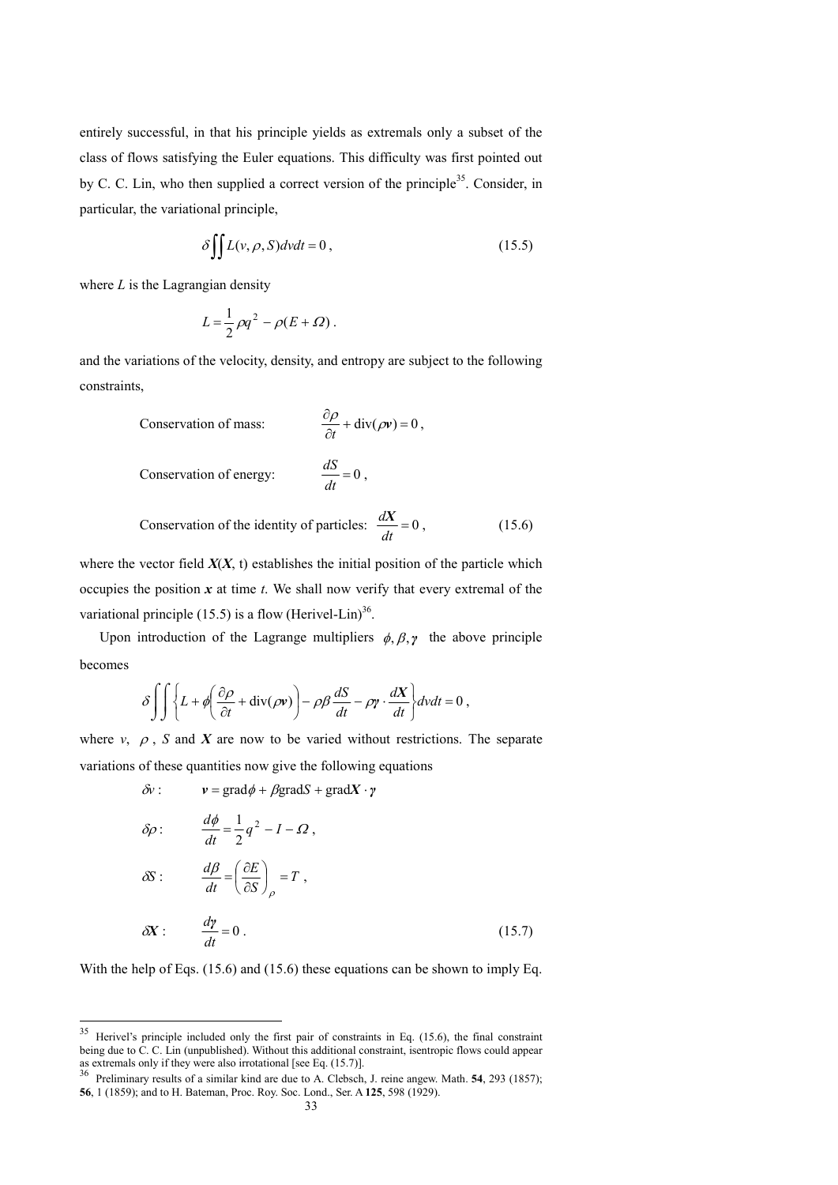entirely successful, in that his principle yields as extremals only a subset of the class of flows satisfying the Euler equations. This difficulty was first pointed out by C. C. Lin, who then supplied a correct version of the principle[35]. Consider, in particular, the variational principle,

$$\delta \iint L(v, \rho, S) dv dt = 0 , \tag{15.5}$$

where $L$ is the Lagrangian density

$$L = \frac{1}{2}\rho q^2 - \rho(E + \Omega) .$$

and the variations of the velocity, density, and entropy are subject to the following constraints,

Conservation of mass: $\dfrac{\partial \rho}{\partial t} + \mathrm{div}(\rho \boldsymbol{v}) = 0$ ,

Conservation of energy: $\dfrac{dS}{dt} = 0$ ,

Conservation of the identity of particles: $\dfrac{d\boldsymbol{X}}{dt} = 0$ , (15.6)

where the vector field $\boldsymbol{X}(\boldsymbol{X}, t)$ establishes the initial position of the particle which occupies the position $\boldsymbol{x}$ at time $t$. We shall now verify that every extremal of the variational principle (15.5) is a flow (Herivel-Lin)[36].

Upon introduction of the Lagrange multipliers $\phi, \beta, \boldsymbol{\gamma}$ the above principle becomes

$$\delta \iint \left\{ L + \phi\left( \frac{\partial \rho}{\partial t} + \mathrm{div}(\rho \boldsymbol{v}) \right) - \rho \beta \frac{dS}{dt} - \rho \boldsymbol{\gamma} \cdot \frac{d\boldsymbol{X}}{dt} \right\} dv dt = 0 ,$$

where $v$, $\rho$, $S$ and $\boldsymbol{X}$ are now to be varied without restrictions. The separate variations of these quantities now give the following equations

$$\delta v : \qquad \boldsymbol{v} = \mathrm{grad}\phi + \beta \mathrm{grad} S + \mathrm{grad}\boldsymbol{X} \cdot \boldsymbol{\gamma}$$

$$\delta \rho : \qquad \frac{d\phi}{dt} = \frac{1}{2} q^2 - I - \Omega ,$$

$$\delta S : \qquad \frac{d\beta}{dt} = \left( \frac{\partial E}{\partial S} \right)_\rho = T ,$$

$$\delta \boldsymbol{X} : \qquad \frac{d\boldsymbol{\gamma}}{dt} = 0 . \tag{15.7}$$

With the help of Eqs. (15.6) and (15.6) these equations can be shown to imply Eq.

---

[35] Herivel's principle included only the first pair of constraints in Eq. (15.6), the final constraint being due to C. C. Lin (unpublished). Without this additional constraint, isentropic flows could appear as extremals only if they were also irrotational [see Eq. (15.7)].

[36] Preliminary results of a similar kind are due to A. Clebsch, J. reine angew. Math. **54**, 293 (1857); **56**, 1 (1859); and to H. Bateman, Proc. Roy. Soc. Lond., Ser. A **125**, 598 (1929).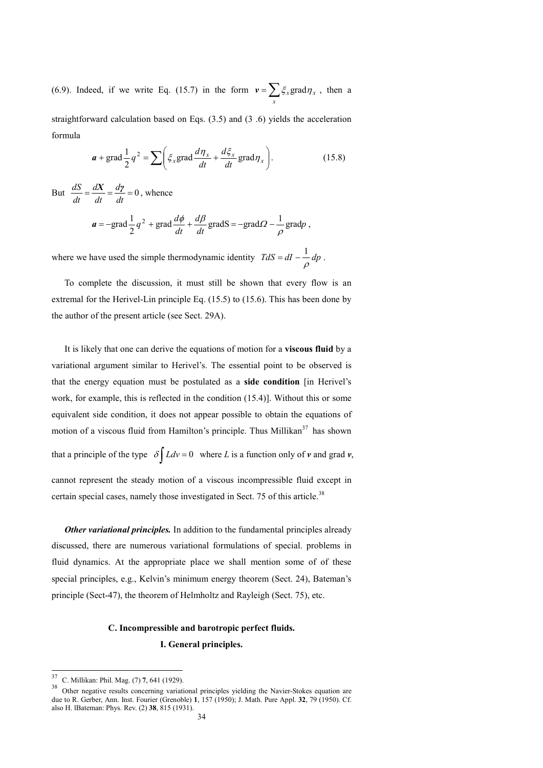(6.9). Indeed, if we write Eq. (15.7) in the form $\boldsymbol{v} = \sum_x \xi_x \operatorname{grad} \eta_x$, then a straightforward calculation based on Eqs. (3.5) and (3 .6) yields the acceleration formula

$$\boldsymbol{a} + \operatorname{grad} \frac{1}{2} q^2 = \sum \left( \xi_x \operatorname{grad} \frac{d\eta_x}{dt} + \frac{d\xi_x}{dt} \operatorname{grad} \eta_x \right). \tag{15.8}$$

But $\frac{dS}{dt} = \frac{d\boldsymbol{X}}{dt} = \frac{d\boldsymbol{\gamma}}{dt} = 0$, whence

$$\boldsymbol{a} = -\operatorname{grad} \frac{1}{2} q^2 + \operatorname{grad} \frac{d\phi}{dt} + \frac{d\beta}{dt} \operatorname{grad} \mathrm{S} = -\operatorname{grad} \Omega - \frac{1}{\rho} \operatorname{grad} p,$$

where we have used the simple thermodynamic identity $TdS = dI - \frac{1}{\rho} dp$.

To complete the discussion, it must still be shown that every flow is an extremal for the Herivel-Lin principle Eq. (15.5) to (15.6). This has been done by the author of the present article (see Sect. 29A).

It is likely that one can derive the equations of motion for a **viscous fluid** by a variational argument similar to Herivel's. The essential point to be observed is that the energy equation must be postulated as a **side condition** [in Herivel's work, for example, this is reflected in the condition (15.4)]. Without this or some equivalent side condition, it does not appear possible to obtain the equations of motion of a viscous fluid from Hamilton's principle. Thus Millikan[37] has shown that a principle of the type $\delta \int L dv = 0$ where $L$ is a function only of $\boldsymbol{v}$ and grad $\boldsymbol{v}$, cannot represent the steady motion of a viscous incompressible fluid except in certain special cases, namely those investigated in Sect. 75 of this article.[38]

***Other variational principles.*** In addition to the fundamental principles already discussed, there are numerous variational formulations of special. problems in fluid dynamics. At the appropriate place we shall mention some of of these special principles, e.g., Kelvin's minimum energy theorem (Sect. 24), Bateman's principle (Sect-47), the theorem of Helmholtz and Rayleigh (Sect. 75), etc.

## C. Incompressible and barotropic perfect fluids.

### I. General principles.

---

[37] C. Millikan: Phil. Mag. (7) **7**, 641 (1929).

[38] Other negative results concerning variational principles yielding the Navier-Stokes equation are due to R. Gerber, Ann. Inst. Fourier (Grenoble) **1**, 157 (1950); J. Math. Pure Appl. **32**, 79 (1950). Cf. also H. lBateman: Phys. Rev. (2) **38**, 815 (1931).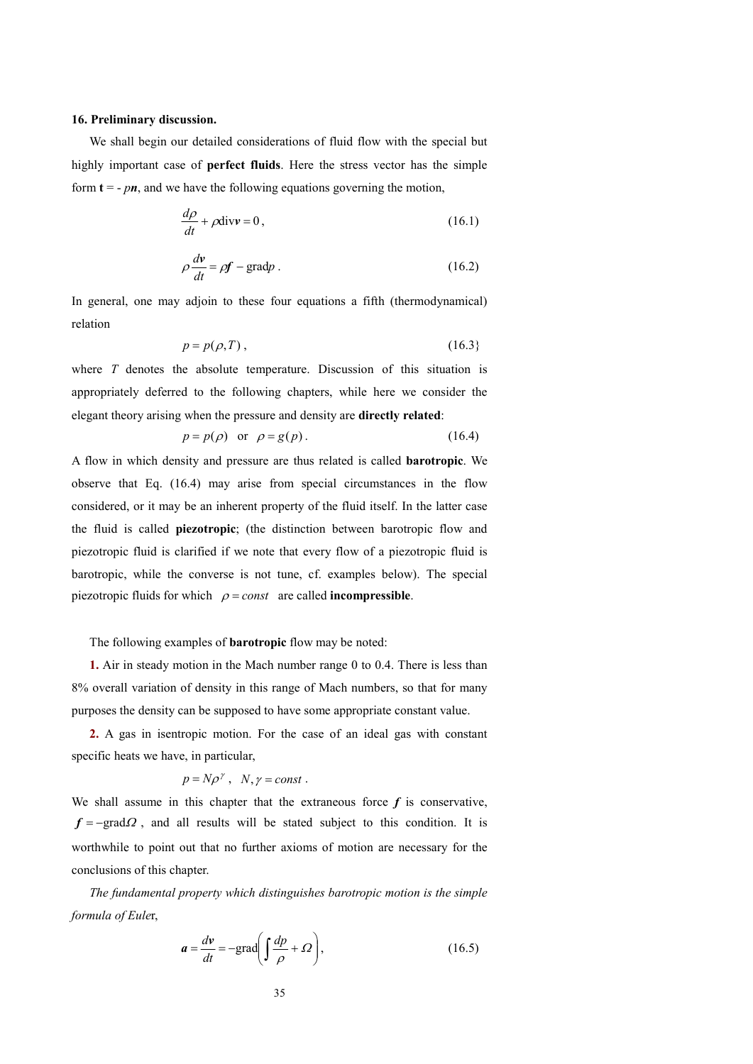**16. Preliminary discussion.**

We shall begin our detailed considerations of fluid flow with the special but highly important case of **perfect fluids**. Here the stress vector has the simple form $\mathbf{t} = -p\boldsymbol{n}$, and we have the following equations governing the motion,

$$\frac{d\rho}{dt} + \rho \operatorname{div} \boldsymbol{v} = 0, \tag{16.1}$$

$$\rho \frac{d\boldsymbol{v}}{dt} = \rho \boldsymbol{f} - \operatorname{grad} p. \tag{16.2}$$

In general, one may adjoin to these four equations a fifth (thermodynamical) relation

$$p = p(\rho, T), \tag{16.3}$$

where $T$ denotes the absolute temperature. Discussion of this situation is appropriately deferred to the following chapters, while here we consider the elegant theory arising when the pressure and density are **directly related**:

$$p = p(\rho) \quad \text{or} \quad \rho = g(p). \tag{16.4}$$

A flow in which density and pressure are thus related is called **barotropic**. We observe that Eq. (16.4) may arise from special circumstances in the flow considered, or it may be an inherent property of the fluid itself. In the latter case the fluid is called **piezotropic**; (the distinction between barotropic flow and piezotropic fluid is clarified if we note that every flow of a piezotropic fluid is barotropic, while the converse is not tune, cf. examples below). The special piezotropic fluids for which $\rho = const$ are called **incompressible**.

The following examples of **barotropic** flow may be noted:

**1.** Air in steady motion in the Mach number range 0 to 0.4. There is less than 8% overall variation of density in this range of Mach numbers, so that for many purposes the density can be supposed to have some appropriate constant value.

**2.** A gas in isentropic motion. For the case of an ideal gas with constant specific heats we have, in particular,

$$p = N\rho^{\gamma}, \quad N, \gamma = const.$$

We shall assume in this chapter that the extraneous force $\boldsymbol{f}$ is conservative, $\boldsymbol{f} = -\operatorname{grad}\Omega$, and all results will be stated subject to this condition. It is worthwhile to point out that no further axioms of motion are necessary for the conclusions of this chapter.

*The fundamental property which distinguishes barotropic motion is the simple formula of Euler*,

$$\boldsymbol{a} = \frac{d\boldsymbol{v}}{dt} = -\operatorname{grad}\left(\int \frac{dp}{\rho} + \Omega\right), \tag{16.5}$$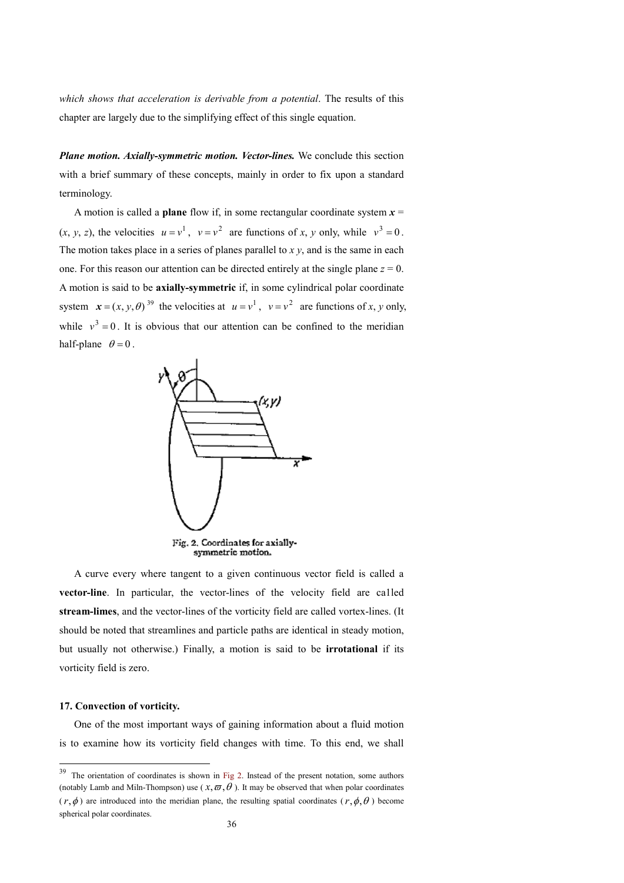*which shows that acceleration is derivable from a potential*. The results of this chapter are largely due to the simplifying effect of this single equation.

***Plane motion. Axially-symmetric motion. Vector-lines.*** We conclude this section with a brief summary of these concepts, mainly in order to fix upon a standard terminology.

A motion is called a **plane** flow if, in some rectangular coordinate system $\boldsymbol{x}$ = ($x$, $y$, $z$), the velocities $u = v^1$, $v = v^2$ are functions of $x$, $y$ only, while $v^3 = 0$. The motion takes place in a series of planes parallel to $x\,y$, and is the same in each one. For this reason our attention can be directed entirely at the single plane $z = 0$. A motion is said to be **axially-symmetric** if, in some cylindrical polar coordinate system $\boldsymbol{x} = (x, y, \theta)$ [39] the velocities at $u = v^1$, $v = v^2$ are functions of $x$, $y$ only, while $v^3 = 0$. It is obvious that our attention can be confined to the meridian half-plane $\theta = 0$.

Fig. 2. Coordinates for axially-symmetric motion.

A curve every where tangent to a given continuous vector field is called a **vector-line**. In particular, the vector-lines of the velocity field are ca1led **stream-limes**, and the vector-lines of the vorticity field are called vortex-lines. (It should be noted that streamlines and particle paths are identical in steady motion, but usually not otherwise.) Finally, a motion is said to be **irrotational** if its vorticity field is zero.

### 17. Convection of vorticity.

One of the most important ways of gaining information about a fluid motion is to examine how its vorticity field changes with time. To this end, we shall

---

[39] The orientation of coordinates is shown in Fig 2. Instead of the present notation, some authors (notably Lamb and Miln-Thompson) use ($x, \varpi, \theta$). It may be observed that when polar coordinates ($r, \phi$) are introduced into the meridian plane, the resulting spatial coordinates ($r, \phi, \theta$) become spherical polar coordinates.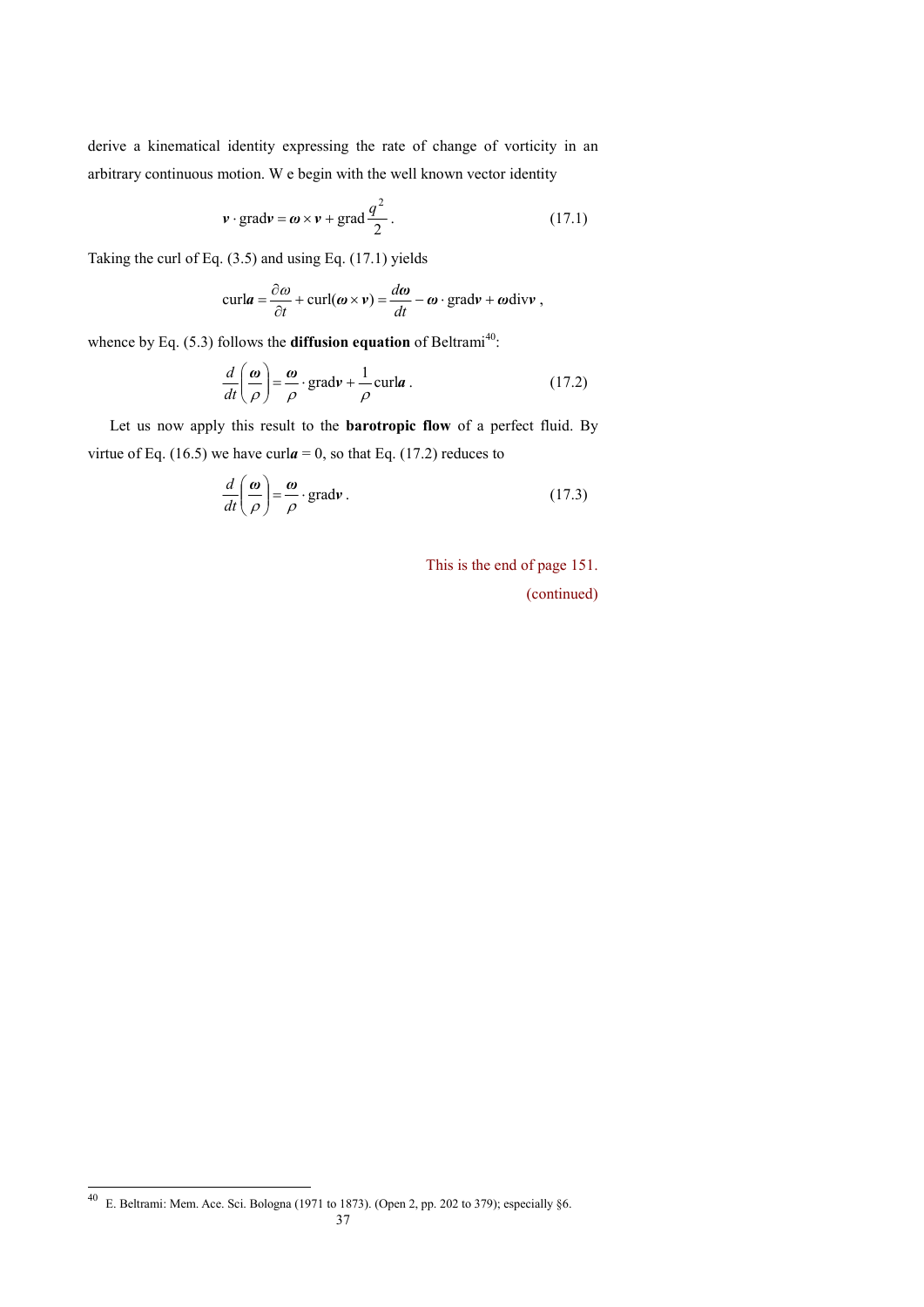derive a kinematical identity expressing the rate of change of vorticity in an arbitrary continuous motion. W e begin with the well known vector identity

$$\boldsymbol{v} \cdot \text{grad}\boldsymbol{v} = \boldsymbol{\omega} \times \boldsymbol{v} + \text{grad}\,\frac{q^2}{2}\,. \tag{17.1}$$

Taking the curl of Eq. (3.5) and using Eq. (17.1) yields

$$\text{curl}\boldsymbol{a} = \frac{\partial \omega}{\partial t} + \text{curl}(\boldsymbol{\omega} \times \boldsymbol{v}) = \frac{d\boldsymbol{\omega}}{dt} - \boldsymbol{\omega} \cdot \text{grad}\boldsymbol{v} + \boldsymbol{\omega}\text{div}\boldsymbol{v}\,,$$

whence by Eq. (5.3) follows the **diffusion equation** of Beltrami[40]:

$$\frac{d}{dt}\left(\frac{\boldsymbol{\omega}}{\rho}\right) = \frac{\boldsymbol{\omega}}{\rho} \cdot \text{grad}\boldsymbol{v} + \frac{1}{\rho}\text{curl}\boldsymbol{a}\,. \tag{17.2}$$

Let us now apply this result to the **barotropic flow** of a perfect fluid. By virtue of Eq. (16.5) we have curl$\boldsymbol{a}$ = 0, so that Eq. (17.2) reduces to

$$\frac{d}{dt}\left(\frac{\boldsymbol{\omega}}{\rho}\right) = \frac{\boldsymbol{\omega}}{\rho} \cdot \text{grad}\boldsymbol{v}\,. \tag{17.3}$$

This is the end of page 151.

(continued)

---

[40] E. Beltrami: Mem. Ace. Sci. Bologna (1971 to 1873). (Open 2, pp. 202 to 379); especially §6.